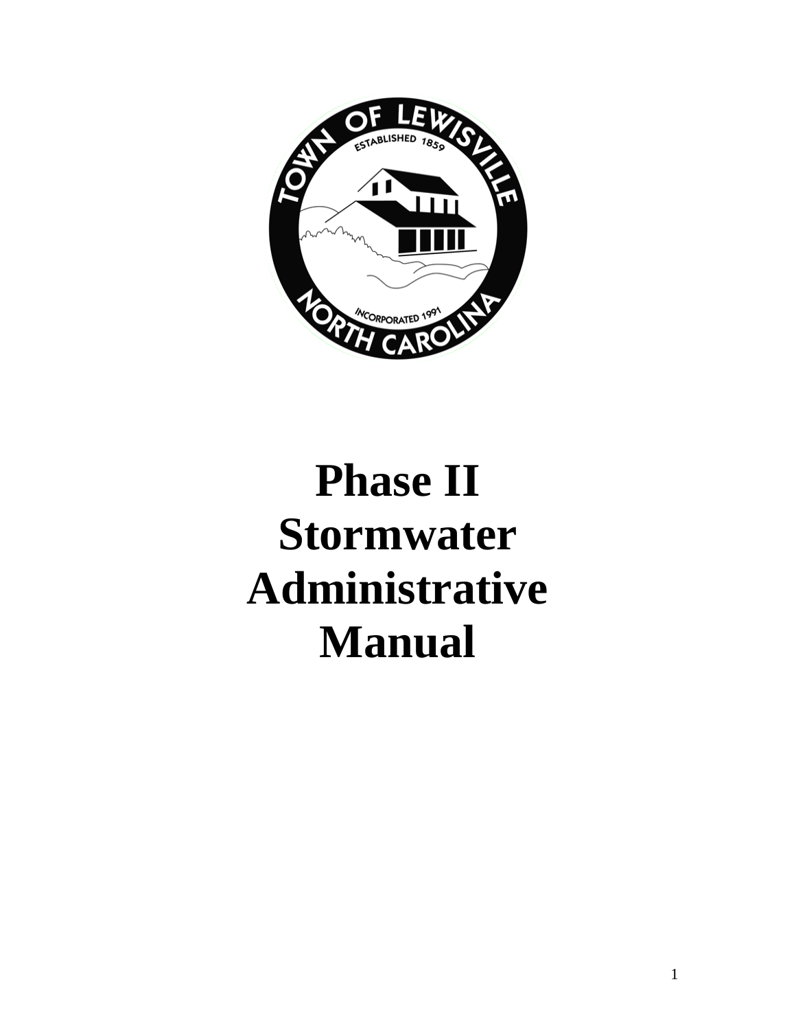# Phase II Stormwater Administrative Manual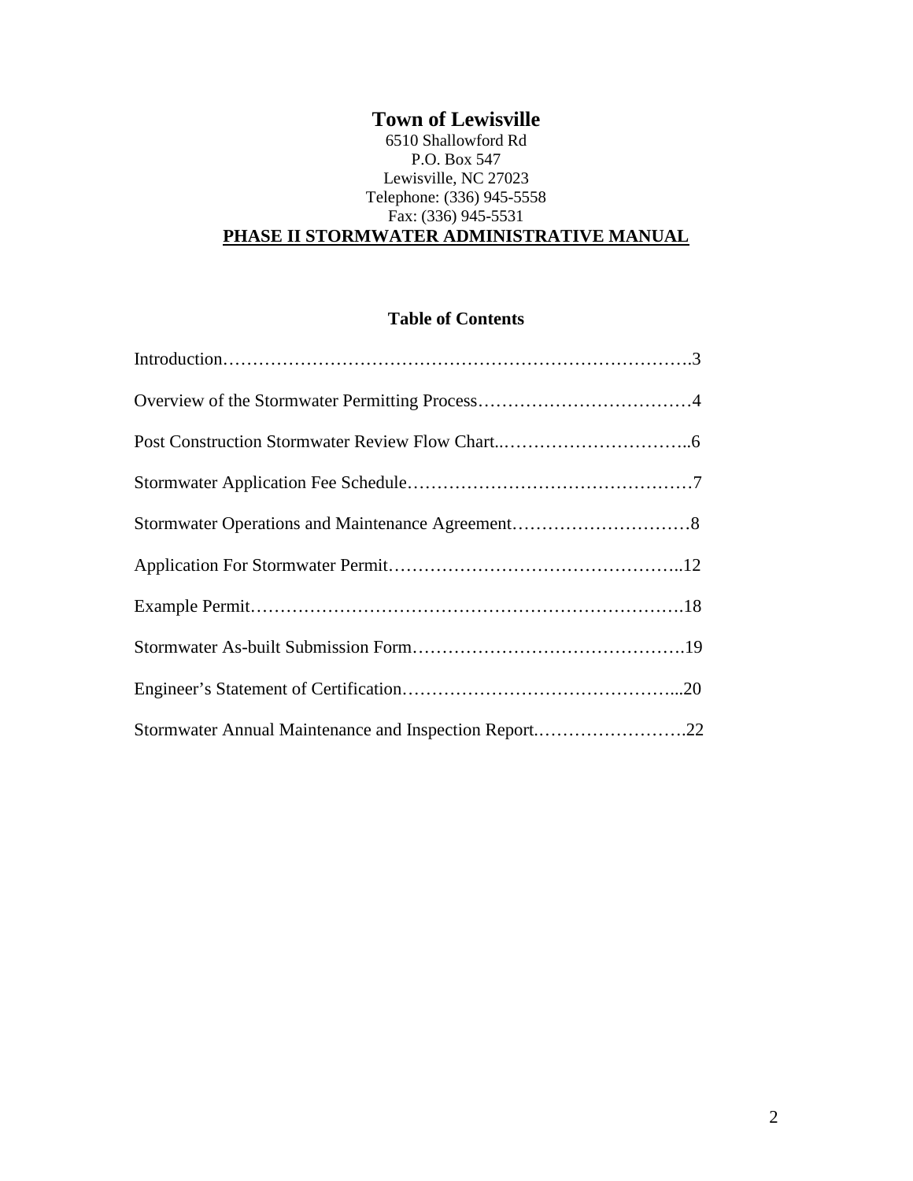# Town of Lewisville

6510 Shallowford Rd
P.O. Box 547
Lewisville, NC 27023
Telephone: (336) 945-5558
Fax: (336) 945-5531

## PHASE II STORMWATER ADMINISTRATIVE MANUAL

### Table of Contents

Introduction……………………………………………………………………….3

Overview of the Stormwater Permitting Process………………………………4

Post Construction Stormwater Review Flow Chart..…………………………..6

Stormwater Application Fee Schedule…………………………………….……7

Stormwater Operations and Maintenance Agreement…………………………8

Application For Stormwater Permit………………………………………..12

Example Permit…………………………………………………………….18

Stormwater As-built Submission Form…………………………………….19

Engineer's Statement of Certification……………………………………...20

Stormwater Annual Maintenance and Inspection Report.…………………….22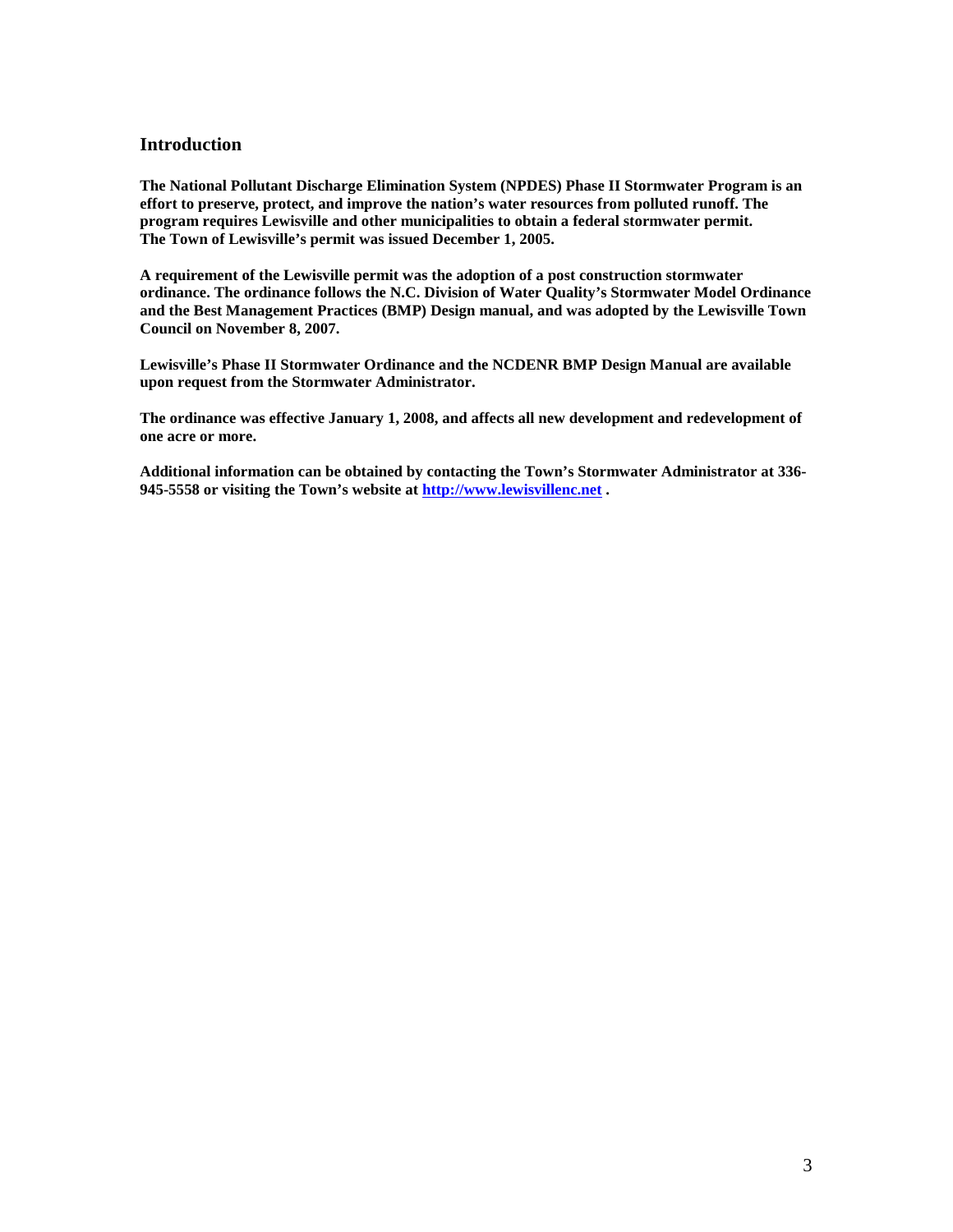## Introduction

**The National Pollutant Discharge Elimination System (NPDES) Phase II Stormwater Program is an effort to preserve, protect, and improve the nation's water resources from polluted runoff. The program requires Lewisville and other municipalities to obtain a federal stormwater permit. The Town of Lewisville's permit was issued December 1, 2005.**

**A requirement of the Lewisville permit was the adoption of a post construction stormwater ordinance. The ordinance follows the N.C. Division of Water Quality's Stormwater Model Ordinance and the Best Management Practices (BMP) Design manual, and was adopted by the Lewisville Town Council on November 8, 2007.**

**Lewisville's Phase II Stormwater Ordinance and the NCDENR BMP Design Manual are available upon request from the Stormwater Administrator.**

**The ordinance was effective January 1, 2008, and affects all new development and redevelopment of one acre or more.**

**Additional information can be obtained by contacting the Town's Stormwater Administrator at 336-945-5558 or visiting the Town's website at [http://www.lewisvillenc.net](http://www.lewisvillenc.net) .**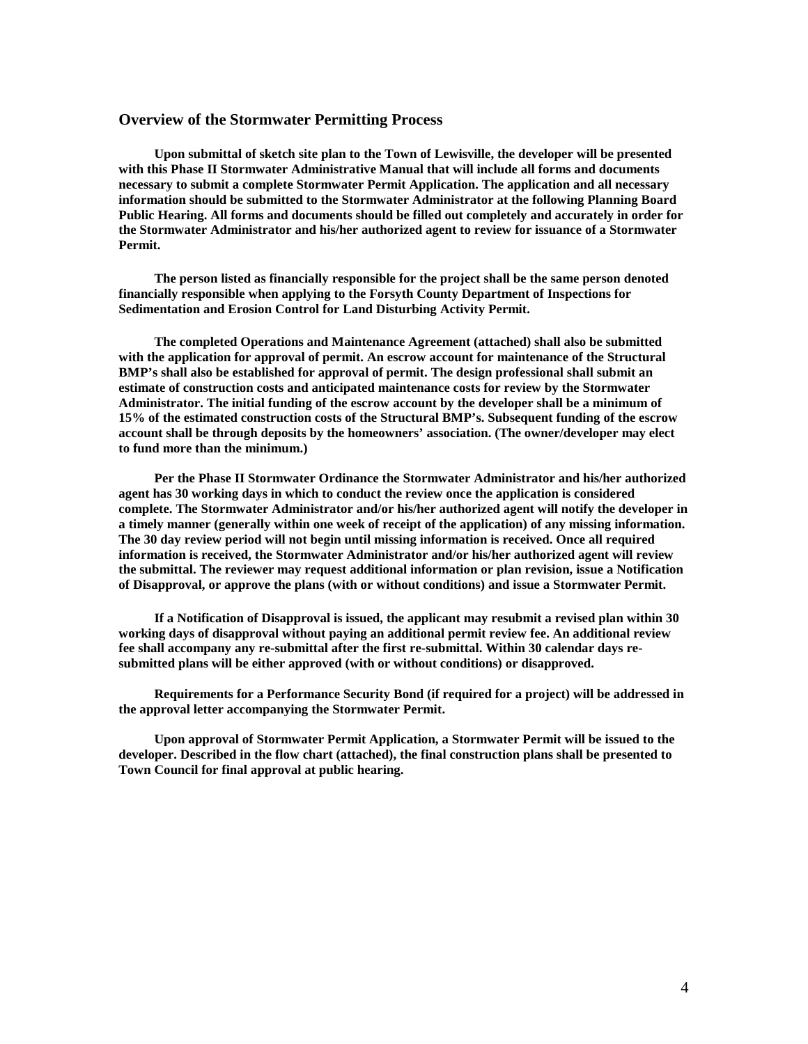## Overview of the Stormwater Permitting Process

**Upon submittal of sketch site plan to the Town of Lewisville, the developer will be presented with this Phase II Stormwater Administrative Manual that will include all forms and documents necessary to submit a complete Stormwater Permit Application. The application and all necessary information should be submitted to the Stormwater Administrator at the following Planning Board Public Hearing. All forms and documents should be filled out completely and accurately in order for the Stormwater Administrator and his/her authorized agent to review for issuance of a Stormwater Permit.**

**The person listed as financially responsible for the project shall be the same person denoted financially responsible when applying to the Forsyth County Department of Inspections for Sedimentation and Erosion Control for Land Disturbing Activity Permit.**

**The completed Operations and Maintenance Agreement (attached) shall also be submitted with the application for approval of permit. An escrow account for maintenance of the Structural BMP's shall also be established for approval of permit. The design professional shall submit an estimate of construction costs and anticipated maintenance costs for review by the Stormwater Administrator. The initial funding of the escrow account by the developer shall be a minimum of 15% of the estimated construction costs of the Structural BMP's. Subsequent funding of the escrow account shall be through deposits by the homeowners' association. (The owner/developer may elect to fund more than the minimum.)**

**Per the Phase II Stormwater Ordinance the Stormwater Administrator and his/her authorized agent has 30 working days in which to conduct the review once the application is considered complete. The Stormwater Administrator and/or his/her authorized agent will notify the developer in a timely manner (generally within one week of receipt of the application) of any missing information. The 30 day review period will not begin until missing information is received. Once all required information is received, the Stormwater Administrator and/or his/her authorized agent will review the submittal. The reviewer may request additional information or plan revision, issue a Notification of Disapproval, or approve the plans (with or without conditions) and issue a Stormwater Permit.**

**If a Notification of Disapproval is issued, the applicant may resubmit a revised plan within 30 working days of disapproval without paying an additional permit review fee. An additional review fee shall accompany any re-submittal after the first re-submittal. Within 30 calendar days re-submitted plans will be either approved (with or without conditions) or disapproved.**

**Requirements for a Performance Security Bond (if required for a project) will be addressed in the approval letter accompanying the Stormwater Permit.**

**Upon approval of Stormwater Permit Application, a Stormwater Permit will be issued to the developer. Described in the flow chart (attached), the final construction plans shall be presented to Town Council for final approval at public hearing.**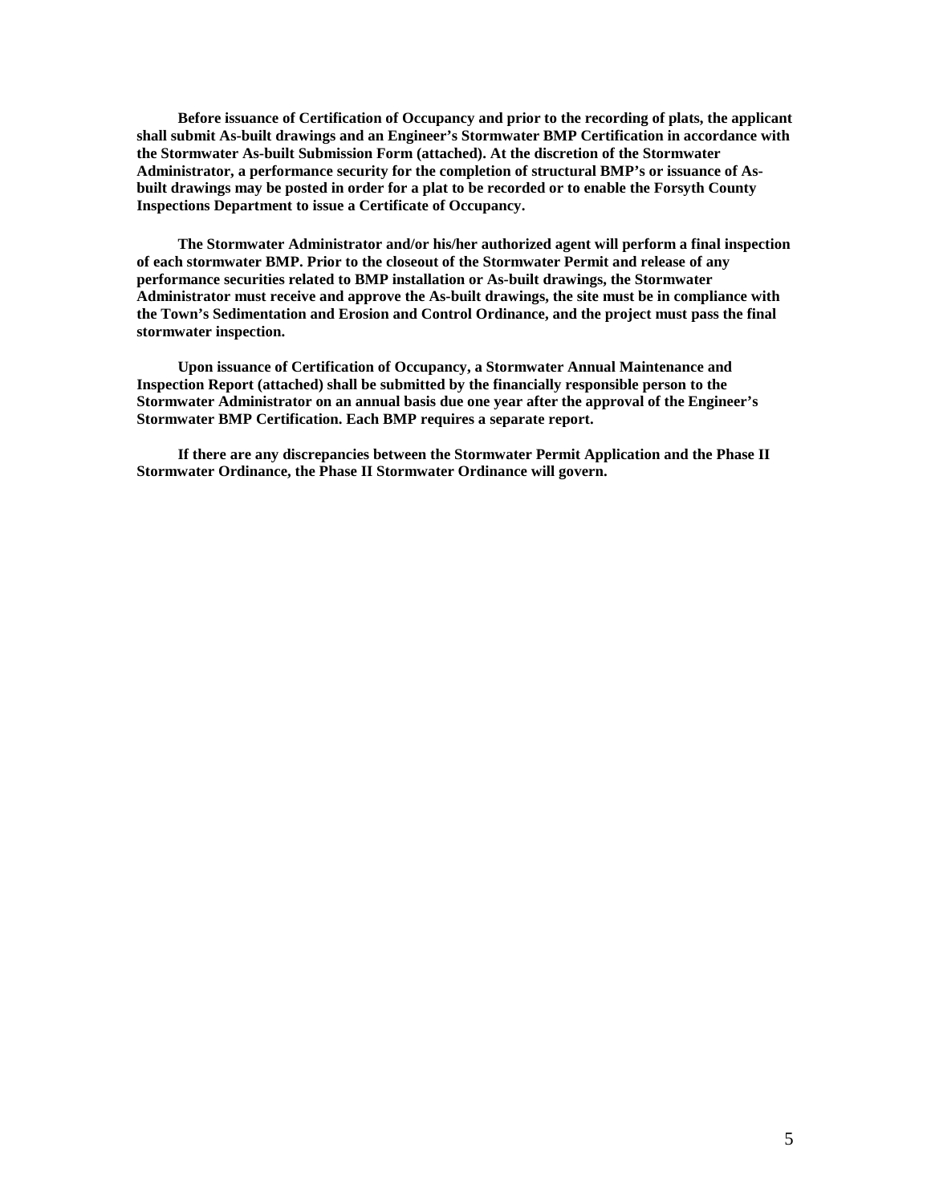**Before issuance of Certification of Occupancy and prior to the recording of plats, the applicant shall submit As-built drawings and an Engineer's Stormwater BMP Certification in accordance with the Stormwater As-built Submission Form (attached). At the discretion of the Stormwater Administrator, a performance security for the completion of structural BMP's or issuance of As-built drawings may be posted in order for a plat to be recorded or to enable the Forsyth County Inspections Department to issue a Certificate of Occupancy.**

**The Stormwater Administrator and/or his/her authorized agent will perform a final inspection of each stormwater BMP. Prior to the closeout of the Stormwater Permit and release of any performance securities related to BMP installation or As-built drawings, the Stormwater Administrator must receive and approve the As-built drawings, the site must be in compliance with the Town's Sedimentation and Erosion and Control Ordinance, and the project must pass the final stormwater inspection.**

**Upon issuance of Certification of Occupancy, a Stormwater Annual Maintenance and Inspection Report (attached) shall be submitted by the financially responsible person to the Stormwater Administrator on an annual basis due one year after the approval of the Engineer's Stormwater BMP Certification. Each BMP requires a separate report.**

**If there are any discrepancies between the Stormwater Permit Application and the Phase II Stormwater Ordinance, the Phase II Stormwater Ordinance will govern.**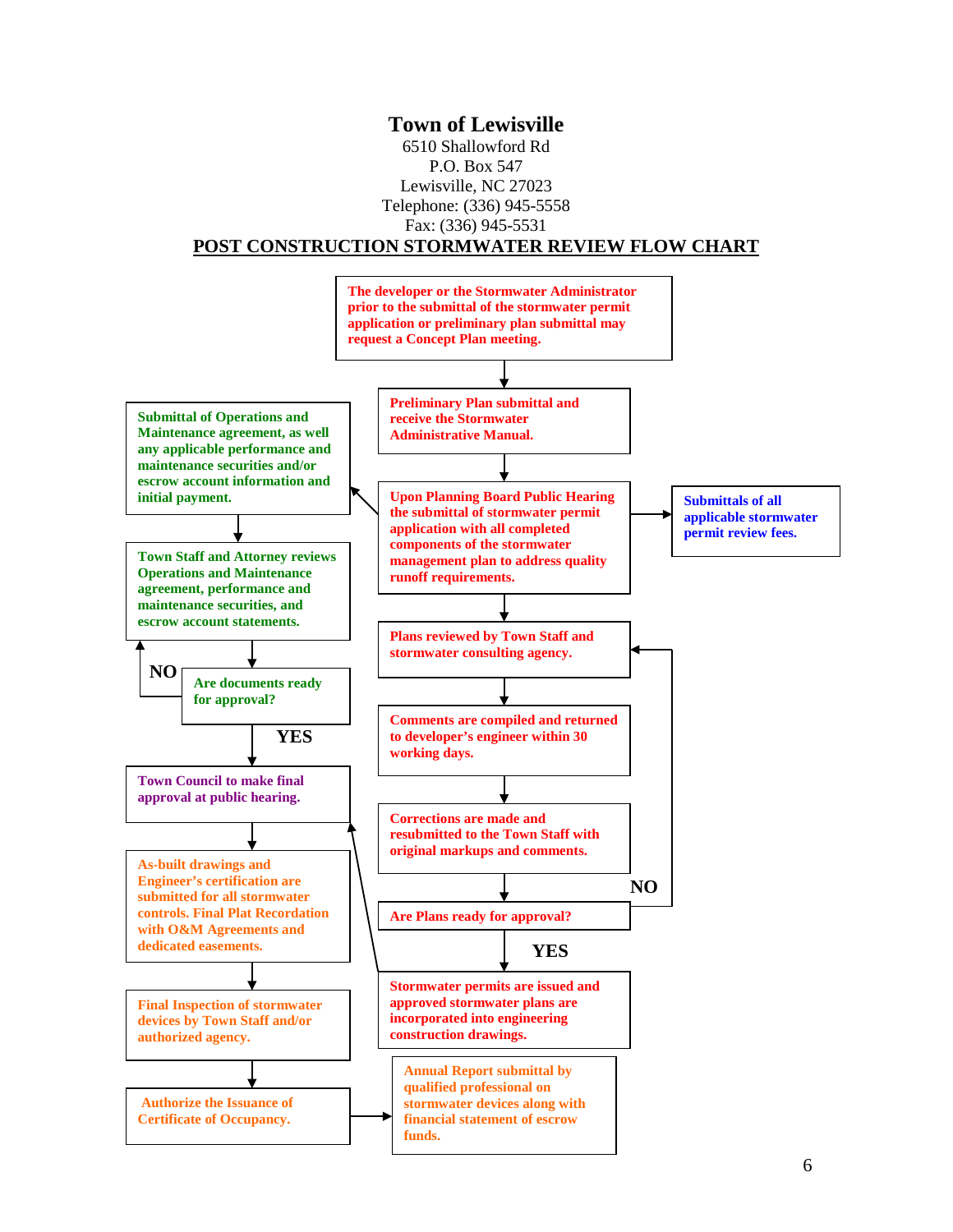# Town of Lewisville

6510 Shallowford Rd
P.O. Box 547
Lewisville, NC 27023
Telephone: (336) 945-5558
Fax: (336) 945-5531

## POST CONSTRUCTION STORMWATER REVIEW FLOW CHART

**The developer or the Stormwater Administrator prior to the submittal of the stormwater permit application or preliminary plan submittal may request a Concept Plan meeting.**

↓

**Preliminary Plan submittal and receive the Stormwater Administrative Manual.**

↓

**Upon Planning Board Public Hearing the submittal of stormwater permit application with all completed components of the stormwater management plan to address quality runoff requirements.**

→ **Submittals of all applicable stormwater permit review fees.**

→ **Submittal of Operations and Maintenance agreement, as well any applicable performance and maintenance securities and/or escrow account information and initial payment.**

↓

**Plans reviewed by Town Staff and stormwater consulting agency.**

↓

**Comments are compiled and returned to developer's engineer within 30 working days.**

↓

**Corrections are made and resubmitted to the Town Staff with original markups and comments.**

↓

**Are Plans ready for approval?**

- **NO** → return to "Plans reviewed by Town Staff and stormwater consulting agency."
- **YES** ↓

**Stormwater permits are issued and approved stormwater plans are incorporated into engineering construction drawings.**

→ **Town Council to make final approval at public hearing.**

---

**Submittal of Operations and Maintenance agreement, as well any applicable performance and maintenance securities and/or escrow account information and initial payment.**

↓

**Town Staff and Attorney reviews Operations and Maintenance agreement, performance and maintenance securities, and escrow account statements.**

↓

**Are documents ready for approval?**

- **NO** → return to "Town Staff and Attorney reviews Operations and Maintenance agreement, performance and maintenance securities, and escrow account statements."
- **YES** ↓

**Town Council to make final approval at public hearing.**

↓

**As-built drawings and Engineer's certification are submitted for all stormwater controls. Final Plat Recordation with O&M Agreements and dedicated easements.**

↓

**Final Inspection of stormwater devices by Town Staff and/or authorized agency.**

↓

**Authorize the Issuance of Certificate of Occupancy.**

→ **Annual Report submittal by qualified professional on stormwater devices along with financial statement of escrow funds.**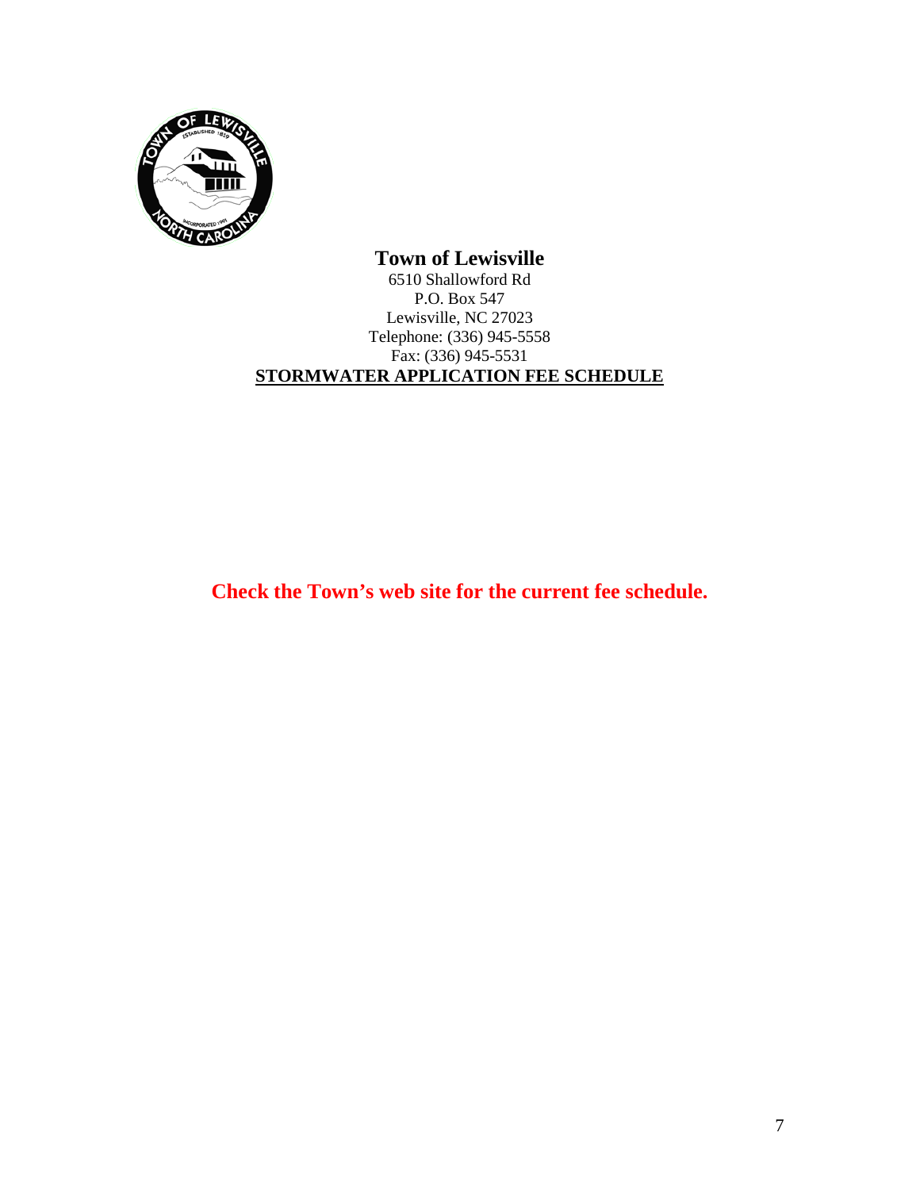**Town of Lewisville**

6510 Shallowford Rd
P.O. Box 547
Lewisville, NC 27023
Telephone: (336) 945-5558
Fax: (336) 945-5531

**STORMWATER APPLICATION FEE SCHEDULE**

**Check the Town's web site for the current fee schedule.**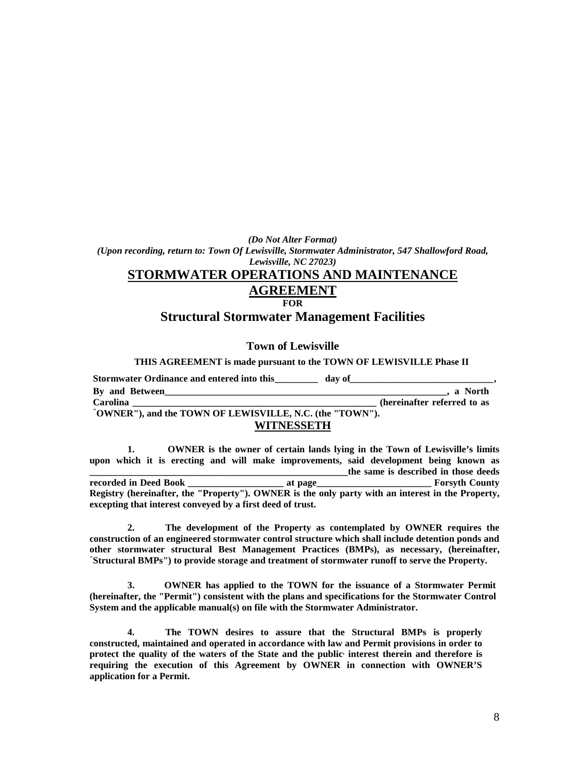*(Do Not Alter Format)*
*(Upon recording, return to: Town Of Lewisville, Stormwater Administrator, 547 Shallowford Road, Lewisville, NC 27023)*

# STORMWATER OPERATIONS AND MAINTENANCE AGREEMENT

**FOR**

## Structural Stormwater Management Facilities

### Town of Lewisville

**THIS AGREEMENT is made pursuant to the TOWN OF LEWISVILLE Phase II Stormwater Ordinance and entered into this_________ day of______________________________, By and Between______________________________________________________________, a North Carolina ___________________________________________________ (hereinafter referred to as "OWNER"), and the TOWN OF LEWISVILLE, N.C. (the "TOWN").**

## WITNESSETH

**1. OWNER is the owner of certain lands lying in the Town of Lewisville's limits upon which it is erecting and will make improvements, said development being known as ______________________________________________________the same is described in those deeds recorded in Deed Book ____________________ at page________________________ Forsyth County Registry (hereinafter, the "Property"). OWNER is the only party with an interest in the Property, excepting that interest conveyed by a first deed of trust.**

**2. The development of the Property as contemplated by OWNER requires the construction of an engineered stormwater control structure which shall include detention ponds and other stormwater structural Best Management Practices (BMPs), as necessary, (hereinafter, "Structural BMPs") to provide storage and treatment of stormwater runoff to serve the Property.**

**3. OWNER has applied to the TOWN for the issuance of a Stormwater Permit (hereinafter, the "Permit") consistent with the plans and specifications for the Stormwater Control System and the applicable manual(s) on file with the Stormwater Administrator.**

**4. The TOWN desires to assure that the Structural BMPs is properly constructed, maintained and operated in accordance with law and Permit provisions in order to protect the quality of the waters of the State and the public, interest therein and therefore is requiring the execution of this Agreement by OWNER in connection with OWNER'S application for a Permit.**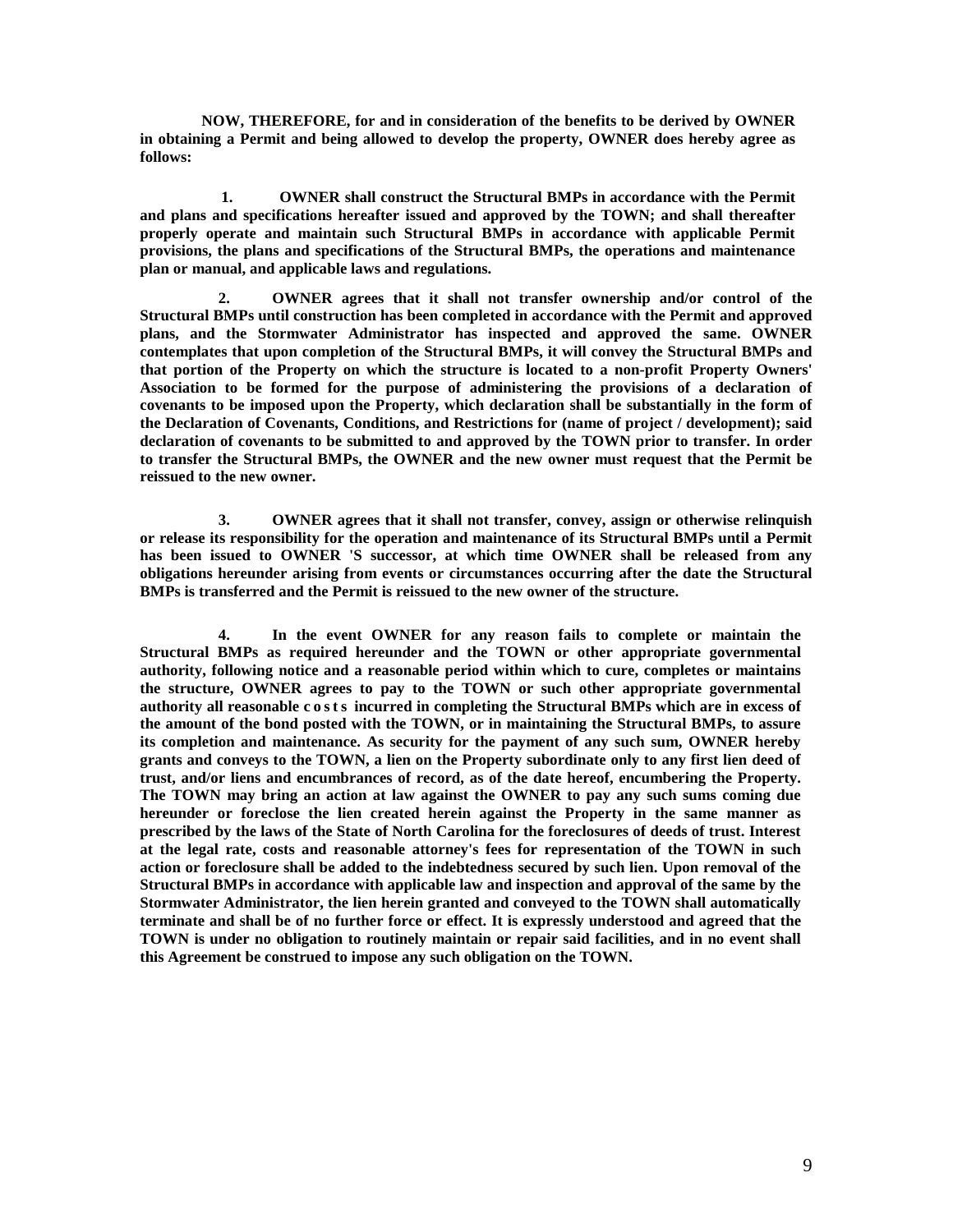**NOW, THEREFORE, for and in consideration of the benefits to be derived by OWNER in obtaining a Permit and being allowed to develop the property, OWNER does hereby agree as follows:**

**1. OWNER shall construct the Structural BMPs in accordance with the Permit and plans and specifications hereafter issued and approved by the TOWN; and shall thereafter properly operate and maintain such Structural BMPs in accordance with applicable Permit provisions, the plans and specifications of the Structural BMPs, the operations and maintenance plan or manual, and applicable laws and regulations.**

**2. OWNER agrees that it shall not transfer ownership and/or control of the Structural BMPs until construction has been completed in accordance with the Permit and approved plans, and the Stormwater Administrator has inspected and approved the same. OWNER contemplates that upon completion of the Structural BMPs, it will convey the Structural BMPs and that portion of the Property on which the structure is located to a non-profit Property Owners' Association to be formed for the purpose of administering the provisions of a declaration of covenants to be imposed upon the Property, which declaration shall be substantially in the form of the Declaration of Covenants, Conditions, and Restrictions for (name of project / development); said declaration of covenants to be submitted to and approved by the TOWN prior to transfer. In order to transfer the Structural BMPs, the OWNER and the new owner must request that the Permit be reissued to the new owner.**

**3. OWNER agrees that it shall not transfer, convey, assign or otherwise relinquish or release its responsibility for the operation and maintenance of its Structural BMPs until a Permit has been issued to OWNER 'S successor, at which time OWNER shall be released from any obligations hereunder arising from events or circumstances occurring after the date the Structural BMPs is transferred and the Permit is reissued to the new owner of the structure.**

**4. In the event OWNER for any reason fails to complete or maintain the Structural BMPs as required hereunder and the TOWN or other appropriate governmental authority, following notice and a reasonable period within which to cure, completes or maintains the structure, OWNER agrees to pay to the TOWN or such other appropriate governmental authority all reasonable costs incurred in completing the Structural BMPs which are in excess of the amount of the bond posted with the TOWN, or in maintaining the Structural BMPs, to assure its completion and maintenance. As security for the payment of any such sum, OWNER hereby grants and conveys to the TOWN, a lien on the Property subordinate only to any first lien deed of trust, and/or liens and encumbrances of record, as of the date hereof, encumbering the Property. The TOWN may bring an action at law against the OWNER to pay any such sums coming due hereunder or foreclose the lien created herein against the Property in the same manner as prescribed by the laws of the State of North Carolina for the foreclosures of deeds of trust. Interest at the legal rate, costs and reasonable attorney's fees for representation of the TOWN in such action or foreclosure shall be added to the indebtedness secured by such lien. Upon removal of the Structural BMPs in accordance with applicable law and inspection and approval of the same by the Stormwater Administrator, the lien herein granted and conveyed to the TOWN shall automatically terminate and shall be of no further force or effect. It is expressly understood and agreed that the TOWN is under no obligation to routinely maintain or repair said facilities, and in no event shall this Agreement be construed to impose any such obligation on the TOWN.**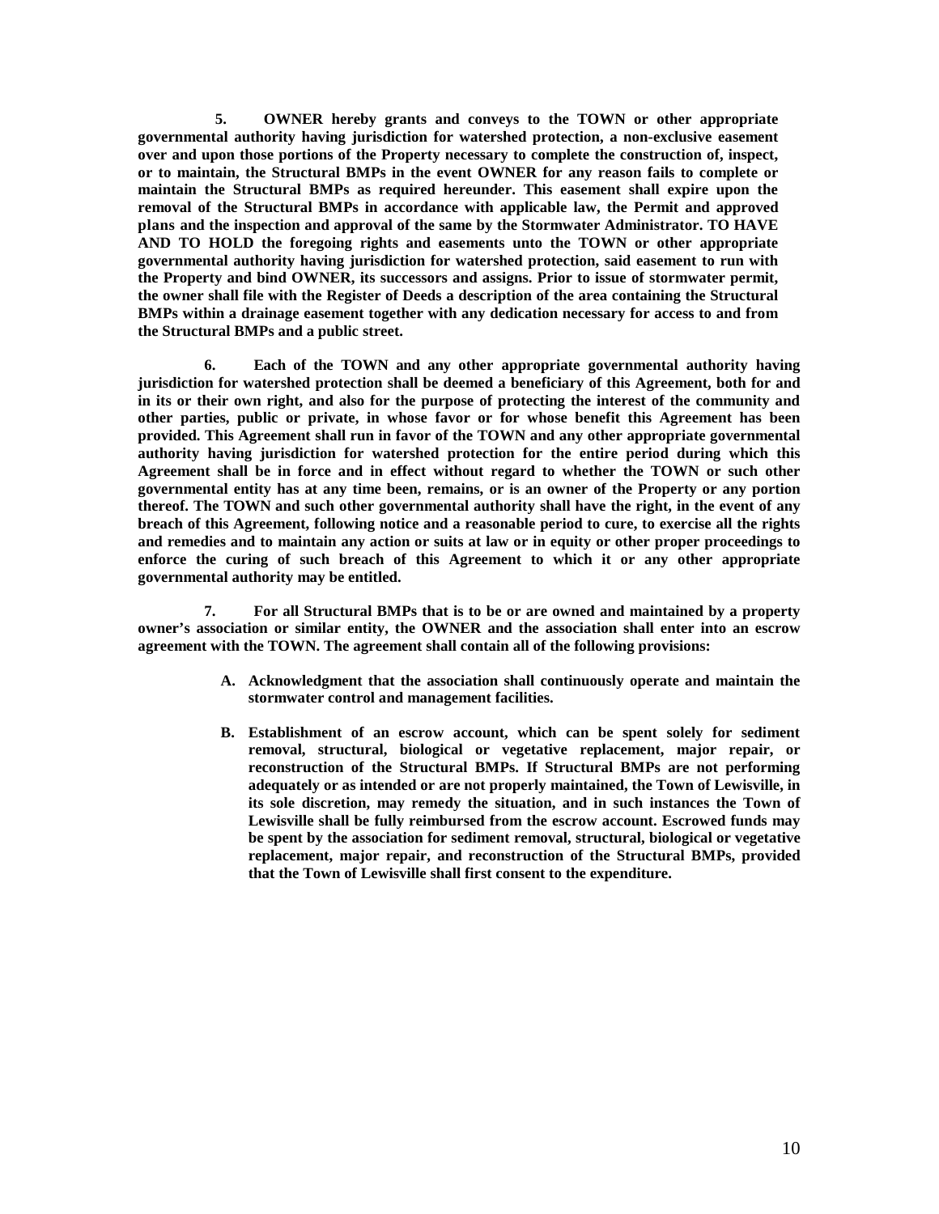**5. OWNER hereby grants and conveys to the TOWN or other appropriate governmental authority having jurisdiction for watershed protection, a non-exclusive easement over and upon those portions of the Property necessary to complete the construction of, inspect, or to maintain, the Structural BMPs in the event OWNER for any reason fails to complete or maintain the Structural BMPs as required hereunder. This easement shall expire upon the removal of the Structural BMPs in accordance with applicable law, the Permit and approved plans and the inspection and approval of the same by the Stormwater Administrator. TO HAVE AND TO HOLD the foregoing rights and easements unto the TOWN or other appropriate governmental authority having jurisdiction for watershed protection, said easement to run with the Property and bind OWNER, its successors and assigns. Prior to issue of stormwater permit, the owner shall file with the Register of Deeds a description of the area containing the Structural BMPs within a drainage easement together with any dedication necessary for access to and from the Structural BMPs and a public street.**

**6. Each of the TOWN and any other appropriate governmental authority having jurisdiction for watershed protection shall be deemed a beneficiary of this Agreement, both for and in its or their own right, and also for the purpose of protecting the interest of the community and other parties, public or private, in whose favor or for whose benefit this Agreement has been provided. This Agreement shall run in favor of the TOWN and any other appropriate governmental authority having jurisdiction for watershed protection for the entire period during which this Agreement shall be in force and in effect without regard to whether the TOWN or such other governmental entity has at any time been, remains, or is an owner of the Property or any portion thereof. The TOWN and such other governmental authority shall have the right, in the event of any breach of this Agreement, following notice and a reasonable period to cure, to exercise all the rights and remedies and to maintain any action or suits at law or in equity or other proper proceedings to enforce the curing of such breach of this Agreement to which it or any other appropriate governmental authority may be entitled.**

**7. For all Structural BMPs that is to be or are owned and maintained by a property owner's association or similar entity, the OWNER and the association shall enter into an escrow agreement with the TOWN. The agreement shall contain all of the following provisions:**

> **A. Acknowledgment that the association shall continuously operate and maintain the stormwater control and management facilities.**
>
> **B. Establishment of an escrow account, which can be spent solely for sediment removal, structural, biological or vegetative replacement, major repair, or reconstruction of the Structural BMPs. If Structural BMPs are not performing adequately or as intended or are not properly maintained, the Town of Lewisville, in its sole discretion, may remedy the situation, and in such instances the Town of Lewisville shall be fully reimbursed from the escrow account. Escrowed funds may be spent by the association for sediment removal, structural, biological or vegetative replacement, major repair, and reconstruction of the Structural BMPs, provided that the Town of Lewisville shall first consent to the expenditure.**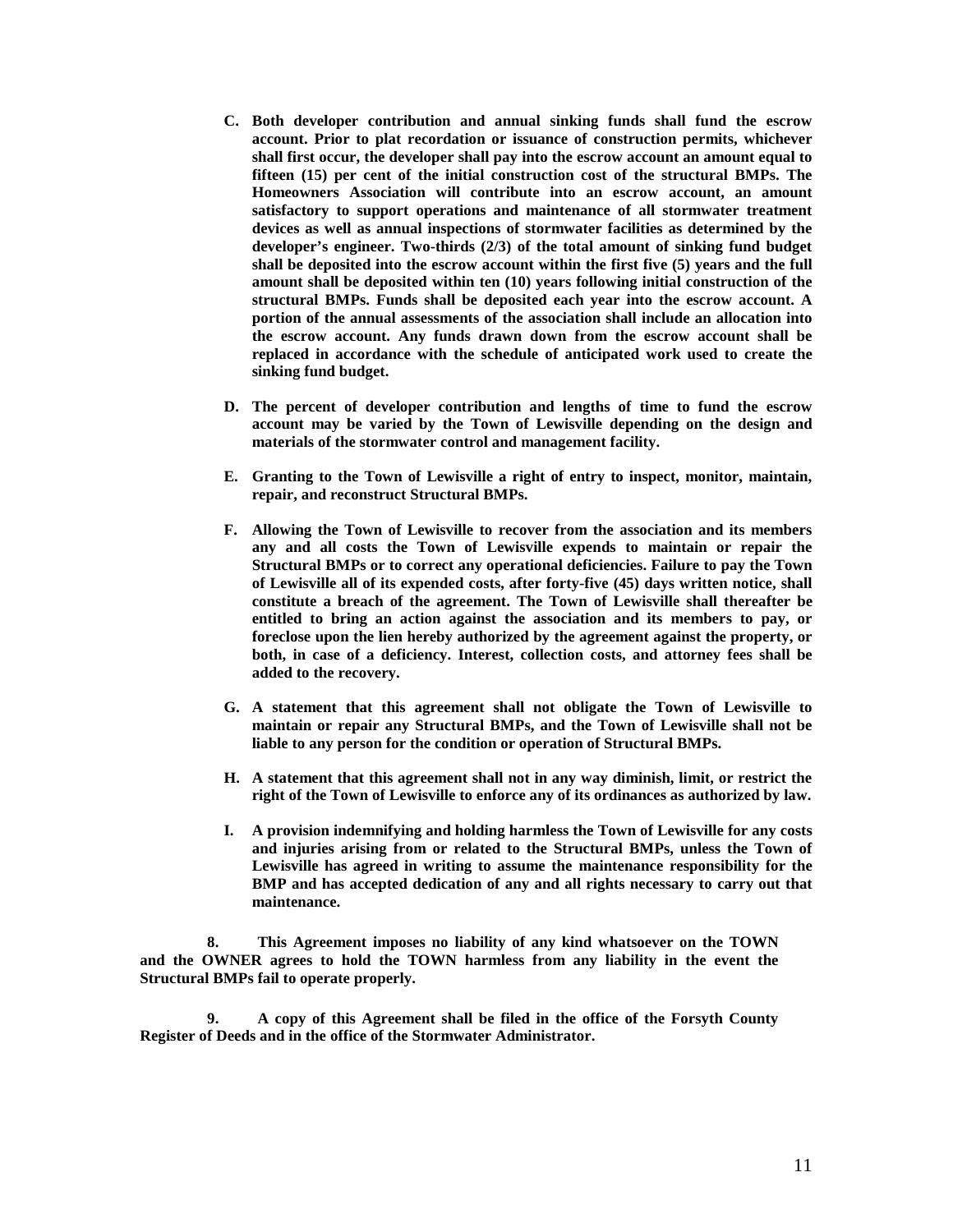**C. Both developer contribution and annual sinking funds shall fund the escrow account. Prior to plat recordation or issuance of construction permits, whichever shall first occur, the developer shall pay into the escrow account an amount equal to fifteen (15) per cent of the initial construction cost of the structural BMPs. The Homeowners Association will contribute into an escrow account, an amount satisfactory to support operations and maintenance of all stormwater treatment devices as well as annual inspections of stormwater facilities as determined by the developer's engineer. Two-thirds (2/3) of the total amount of sinking fund budget shall be deposited into the escrow account within the first five (5) years and the full amount shall be deposited within ten (10) years following initial construction of the structural BMPs. Funds shall be deposited each year into the escrow account. A portion of the annual assessments of the association shall include an allocation into the escrow account. Any funds drawn down from the escrow account shall be replaced in accordance with the schedule of anticipated work used to create the sinking fund budget.**

**D. The percent of developer contribution and lengths of time to fund the escrow account may be varied by the Town of Lewisville depending on the design and materials of the stormwater control and management facility.**

**E. Granting to the Town of Lewisville a right of entry to inspect, monitor, maintain, repair, and reconstruct Structural BMPs.**

**F. Allowing the Town of Lewisville to recover from the association and its members any and all costs the Town of Lewisville expends to maintain or repair the Structural BMPs or to correct any operational deficiencies. Failure to pay the Town of Lewisville all of its expended costs, after forty-five (45) days written notice, shall constitute a breach of the agreement. The Town of Lewisville shall thereafter be entitled to bring an action against the association and its members to pay, or foreclose upon the lien hereby authorized by the agreement against the property, or both, in case of a deficiency. Interest, collection costs, and attorney fees shall be added to the recovery.**

**G. A statement that this agreement shall not obligate the Town of Lewisville to maintain or repair any Structural BMPs, and the Town of Lewisville shall not be liable to any person for the condition or operation of Structural BMPs.**

**H. A statement that this agreement shall not in any way diminish, limit, or restrict the right of the Town of Lewisville to enforce any of its ordinances as authorized by law.**

**I. A provision indemnifying and holding harmless the Town of Lewisville for any costs and injuries arising from or related to the Structural BMPs, unless the Town of Lewisville has agreed in writing to assume the maintenance responsibility for the BMP and has accepted dedication of any and all rights necessary to carry out that maintenance.**

**8. This Agreement imposes no liability of any kind whatsoever on the TOWN and the OWNER agrees to hold the TOWN harmless from any liability in the event the Structural BMPs fail to operate properly.**

**9. A copy of this Agreement shall be filed in the office of the Forsyth County Register of Deeds and in the office of the Stormwater Administrator.**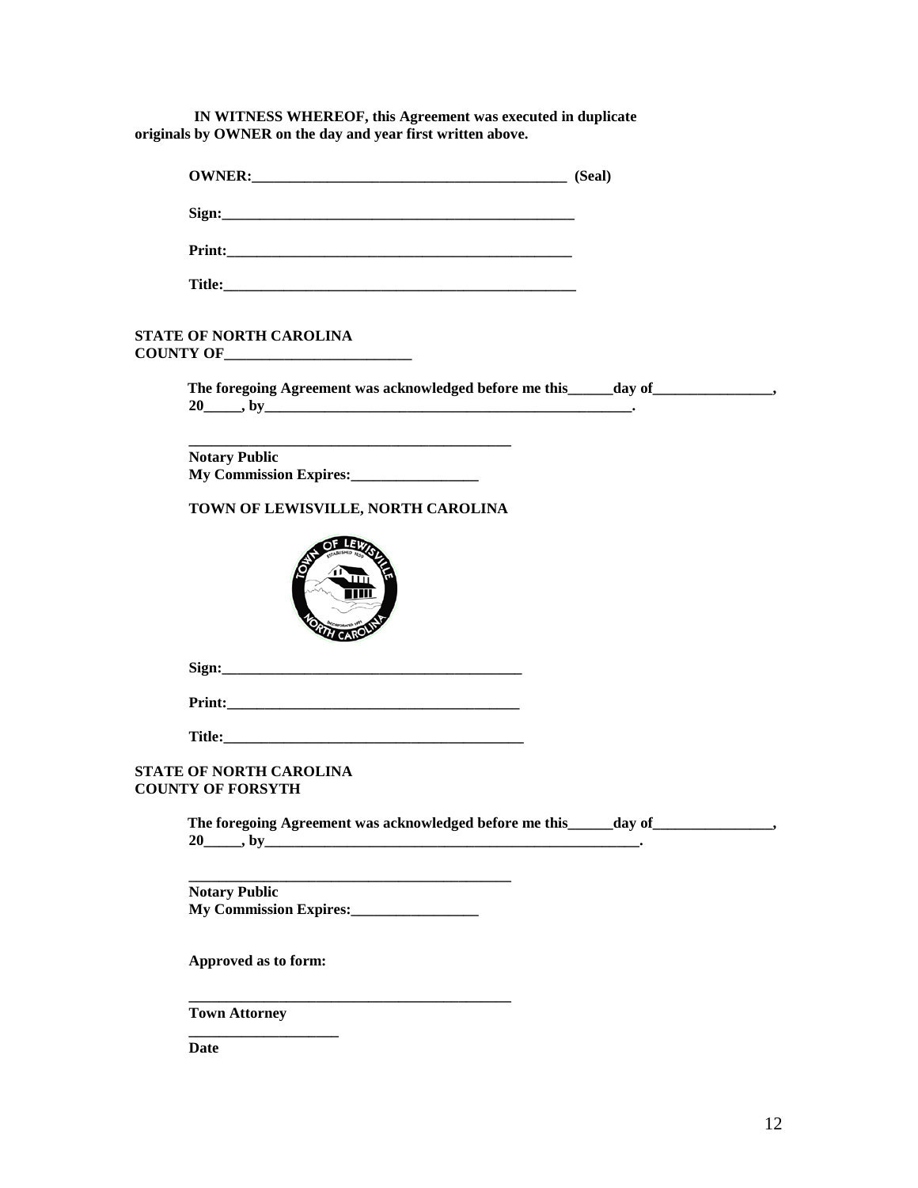**IN WITNESS WHEREOF, this Agreement was executed in duplicate originals by OWNER on the day and year first written above.**

**OWNER:\_\_\_\_\_\_\_\_\_\_\_\_\_\_\_\_\_\_\_\_\_\_\_\_\_\_\_\_\_\_\_\_\_\_\_\_\_\_\_\_\_\_\_\_ (Seal)**

**Sign:\_\_\_\_\_\_\_\_\_\_\_\_\_\_\_\_\_\_\_\_\_\_\_\_\_\_\_\_\_\_\_\_\_\_\_\_\_\_\_\_\_\_\_\_\_\_\_\_**

**Print:\_\_\_\_\_\_\_\_\_\_\_\_\_\_\_\_\_\_\_\_\_\_\_\_\_\_\_\_\_\_\_\_\_\_\_\_\_\_\_\_\_\_\_\_\_\_\_**

**Title:\_\_\_\_\_\_\_\_\_\_\_\_\_\_\_\_\_\_\_\_\_\_\_\_\_\_\_\_\_\_\_\_\_\_\_\_\_\_\_\_\_\_\_\_\_\_\_\_**

**STATE OF NORTH CAROLINA**
**COUNTY OF\_\_\_\_\_\_\_\_\_\_\_\_\_\_\_\_\_\_\_\_\_\_\_\_\_\_**

**The foregoing Agreement was acknowledged before me this\_\_\_\_\_\_day of\_\_\_\_\_\_\_\_\_\_\_\_\_\_\_\_\_, 20\_\_\_\_\_, by\_\_\_\_\_\_\_\_\_\_\_\_\_\_\_\_\_\_\_\_\_\_\_\_\_\_\_\_\_\_\_\_\_\_\_\_\_\_\_\_\_\_\_\_\_\_\_\_\_\_\_\_.**

**\_\_\_\_\_\_\_\_\_\_\_\_\_\_\_\_\_\_\_\_\_\_\_\_\_\_\_\_\_\_\_\_\_\_\_\_\_\_\_\_\_\_\_\_**
**Notary Public**
**My Commission Expires:\_\_\_\_\_\_\_\_\_\_\_\_\_\_\_\_\_\_**

**TOWN OF LEWISVILLE, NORTH CAROLINA**

**Sign:\_\_\_\_\_\_\_\_\_\_\_\_\_\_\_\_\_\_\_\_\_\_\_\_\_\_\_\_\_\_\_\_\_\_\_\_\_\_\_\_\_\_**

**Print:\_\_\_\_\_\_\_\_\_\_\_\_\_\_\_\_\_\_\_\_\_\_\_\_\_\_\_\_\_\_\_\_\_\_\_\_\_\_\_\_\_**

**Title:\_\_\_\_\_\_\_\_\_\_\_\_\_\_\_\_\_\_\_\_\_\_\_\_\_\_\_\_\_\_\_\_\_\_\_\_\_\_\_\_\_\_**

**STATE OF NORTH CAROLINA**
**COUNTY OF FORSYTH**

**The foregoing Agreement was acknowledged before me this\_\_\_\_\_\_day of\_\_\_\_\_\_\_\_\_\_\_\_\_\_\_\_\_, 20\_\_\_\_\_, by\_\_\_\_\_\_\_\_\_\_\_\_\_\_\_\_\_\_\_\_\_\_\_\_\_\_\_\_\_\_\_\_\_\_\_\_\_\_\_\_\_\_\_\_\_\_\_\_\_\_\_\_\_.**

**\_\_\_\_\_\_\_\_\_\_\_\_\_\_\_\_\_\_\_\_\_\_\_\_\_\_\_\_\_\_\_\_\_\_\_\_\_\_\_\_\_\_\_\_**
**Notary Public**
**My Commission Expires:\_\_\_\_\_\_\_\_\_\_\_\_\_\_\_\_\_\_**

**Approved as to form:**

**\_\_\_\_\_\_\_\_\_\_\_\_\_\_\_\_\_\_\_\_\_\_\_\_\_\_\_\_\_\_\_\_\_\_\_\_\_\_\_\_\_\_\_\_**
**Town Attorney**

**\_\_\_\_\_\_\_\_\_\_\_\_\_\_\_\_\_\_\_\_\_**
**Date**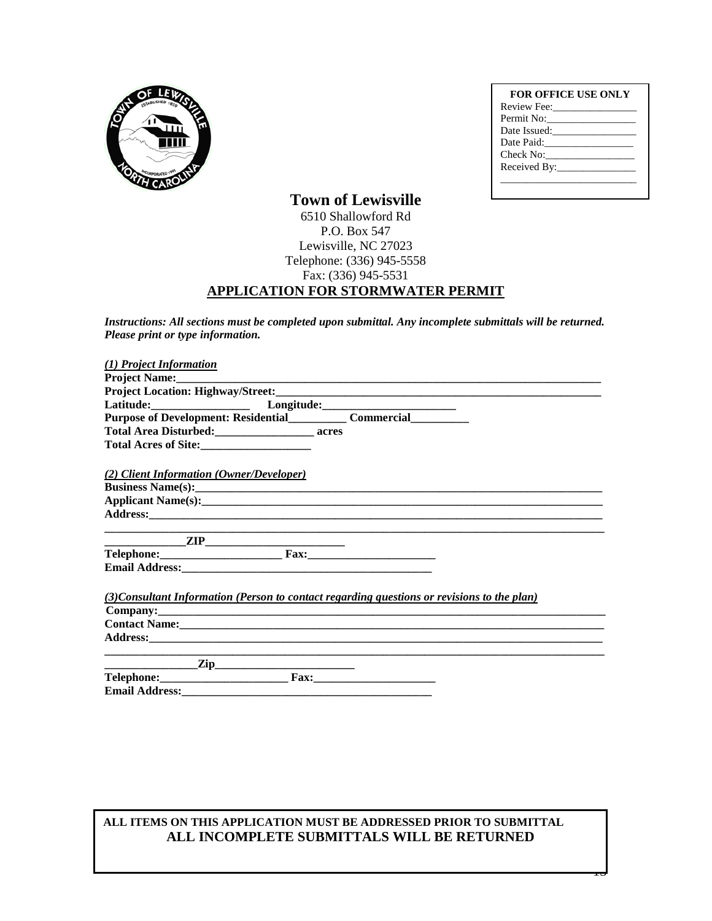**FOR OFFICE USE ONLY**

Review Fee:________________

Permit No:_________________

Date Issued:________________

Date Paid:_________________

Check No:_________________

Received By:_______________

__________________________

# Town of Lewisville

6510 Shallowford Rd
P.O. Box 547
Lewisville, NC 27023
Telephone: (336) 945-5558
Fax: (336) 945-5531

## APPLICATION FOR STORMWATER PERMIT

***Instructions: All sections must be completed upon submittal. Any incomplete submittals will be returned. Please print or type information.***

***(1) Project Information***

**Project Name:**_______________________________________________________________________

**Project Location: Highway/Street:**_____________________________________________________

**Latitude:**_________________ **Longitude:**_______________________

**Purpose of Development: Residential**__________ **Commercial**__________

**Total Area Disturbed:**_________________ **acres**

**Total Acres of Site:**___________________

***(2) Client Information (Owner/Developer)***

**Business Name(s):**____________________________________________________________________

**Applicant Name(s):**___________________________________________________________________

**Address:**____________________________________________________________________________

_______________________________________________________________________________________

______________**ZIP**________________________

**Telephone:**______________________ **Fax:**______________________

**Email Address:**_____________________________________________

***(3)Consultant Information (Person to contact regarding questions or revisions to the plan)***

**Company:**___________________________________________________________________________

**Contact Name:**_______________________________________________________________________

**Address:**____________________________________________________________________________

_______________________________________________________________________________________

________________**Zip**________________________

**Telephone:**______________________ **Fax:**_____________________

**Email Address:**_____________________________________________

**ALL ITEMS ON THIS APPLICATION MUST BE ADDRESSED PRIOR TO SUBMITTAL**
**ALL INCOMPLETE SUBMITTALS WILL BE RETURNED**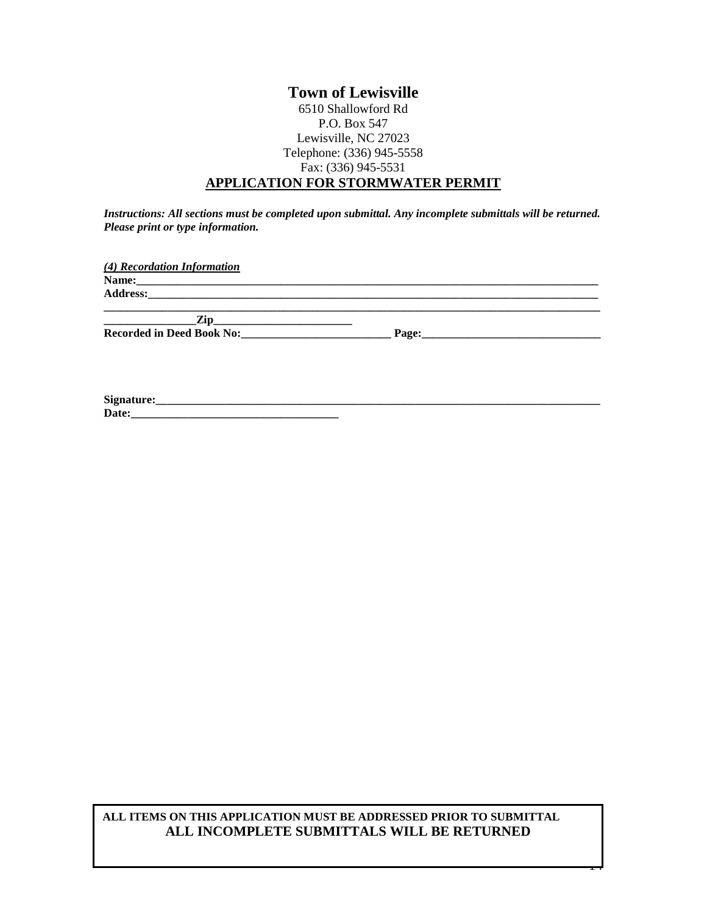# Town of Lewisville

6510 Shallowford Rd
P.O. Box 547
Lewisville, NC 27023
Telephone: (336) 945-5558
Fax: (336) 945-5531

## APPLICATION FOR STORMWATER PERMIT

***Instructions: All sections must be completed upon submittal. Any incomplete submittals will be returned. Please print or type information.***

***(4) Recordation Information***

**Name:**\_\_\_\_\_\_\_\_\_\_\_\_\_\_\_\_\_\_\_\_\_\_\_\_\_\_\_\_\_\_\_\_\_\_\_\_\_\_\_\_\_\_\_\_\_\_\_\_\_\_\_\_\_\_\_\_\_\_\_\_\_\_\_\_\_\_\_\_\_\_\_\_\_\_

**Address:**\_\_\_\_\_\_\_\_\_\_\_\_\_\_\_\_\_\_\_\_\_\_\_\_\_\_\_\_\_\_\_\_\_\_\_\_\_\_\_\_\_\_\_\_\_\_\_\_\_\_\_\_\_\_\_\_\_\_\_\_\_\_\_\_\_\_\_\_\_\_

\_\_\_\_\_\_\_\_\_\_\_\_\_\_\_\_\_\_\_\_\_\_\_\_\_\_\_\_\_\_\_\_\_\_\_\_\_\_\_\_\_\_\_\_\_\_\_\_\_\_\_\_\_\_\_\_\_\_\_\_\_\_\_\_\_\_\_\_\_\_\_\_\_\_\_\_\_\_\_\_

\_\_\_\_\_\_\_\_\_\_\_\_\_\_\_\_**Zip**\_\_\_\_\_\_\_\_\_\_\_\_\_\_\_\_\_\_\_\_\_\_\_\_\_

**Recorded in Deed Book No:**\_\_\_\_\_\_\_\_\_\_\_\_\_\_\_\_\_\_\_\_\_\_\_\_\_\_\_ **Page:**\_\_\_\_\_\_\_\_\_\_\_\_\_\_\_\_\_\_\_\_\_\_\_\_\_\_\_\_\_\_\_

**Signature:**\_\_\_\_\_\_\_\_\_\_\_\_\_\_\_\_\_\_\_\_\_\_\_\_\_\_\_\_\_\_\_\_\_\_\_\_\_\_\_\_\_\_\_\_\_\_\_\_\_\_\_\_\_\_\_\_\_\_\_\_\_\_\_\_\_\_\_\_\_\_\_\_\_

**Date:**\_\_\_\_\_\_\_\_\_\_\_\_\_\_\_\_\_\_\_\_\_\_\_\_\_\_\_\_\_\_\_\_\_\_\_\_\_

**ALL ITEMS ON THIS APPLICATION MUST BE ADDRESSED PRIOR TO SUBMITTAL**
**ALL INCOMPLETE SUBMITTALS WILL BE RETURNED**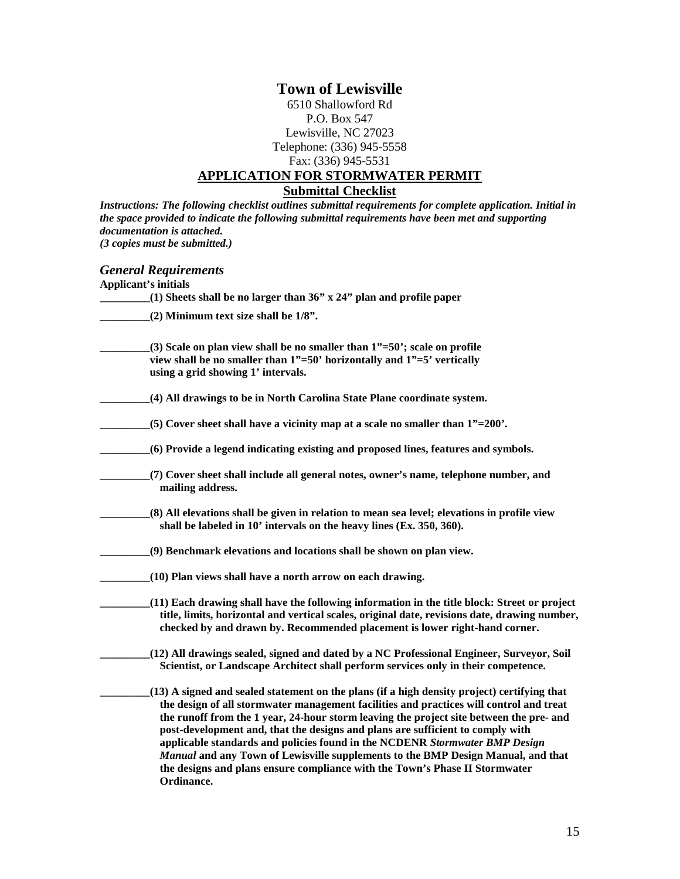# Town of Lewisville

6510 Shallowford Rd
P.O. Box 547
Lewisville, NC 27023
Telephone: (336) 945-5558
Fax: (336) 945-5531

## APPLICATION FOR STORMWATER PERMIT

### Submittal Checklist

***Instructions: The following checklist outlines submittal requirements for complete application. Initial in the space provided to indicate the following submittal requirements have been met and supporting documentation is attached.***
***(3 copies must be submitted.)***

### *General Requirements*

**Applicant's initials**

**_________(1) Sheets shall be no larger than 36" x 24" plan and profile paper**

**_________(2) Minimum text size shall be 1/8".**

**_________(3) Scale on plan view shall be no smaller than 1"=50'; scale on profile view shall be no smaller than 1"=50' horizontally and 1"=5' vertically using a grid showing 1' intervals.**

**_________(4) All drawings to be in North Carolina State Plane coordinate system.**

**_________(5) Cover sheet shall have a vicinity map at a scale no smaller than 1"=200'.**

**_________(6) Provide a legend indicating existing and proposed lines, features and symbols.**

**_________(7) Cover sheet shall include all general notes, owner's name, telephone number, and mailing address.**

**_________(8) All elevations shall be given in relation to mean sea level; elevations in profile view shall be labeled in 10' intervals on the heavy lines (Ex. 350, 360).**

**_________(9) Benchmark elevations and locations shall be shown on plan view.**

**_________(10) Plan views shall have a north arrow on each drawing.**

**_________(11) Each drawing shall have the following information in the title block: Street or project title, limits, horizontal and vertical scales, original date, revisions date, drawing number, checked by and drawn by. Recommended placement is lower right-hand corner.**

**_________(12) All drawings sealed, signed and dated by a NC Professional Engineer, Surveyor, Soil Scientist, or Landscape Architect shall perform services only in their competence.**

**_________(13) A signed and sealed statement on the plans (if a high density project) certifying that the design of all stormwater management facilities and practices will control and treat the runoff from the 1 year, 24-hour storm leaving the project site between the pre- and post-development and, that the designs and plans are sufficient to comply with applicable standards and policies found in the NCDENR *Stormwater BMP Design Manual* and any Town of Lewisville supplements to the BMP Design Manual, and that the designs and plans ensure compliance with the Town's Phase II Stormwater Ordinance.**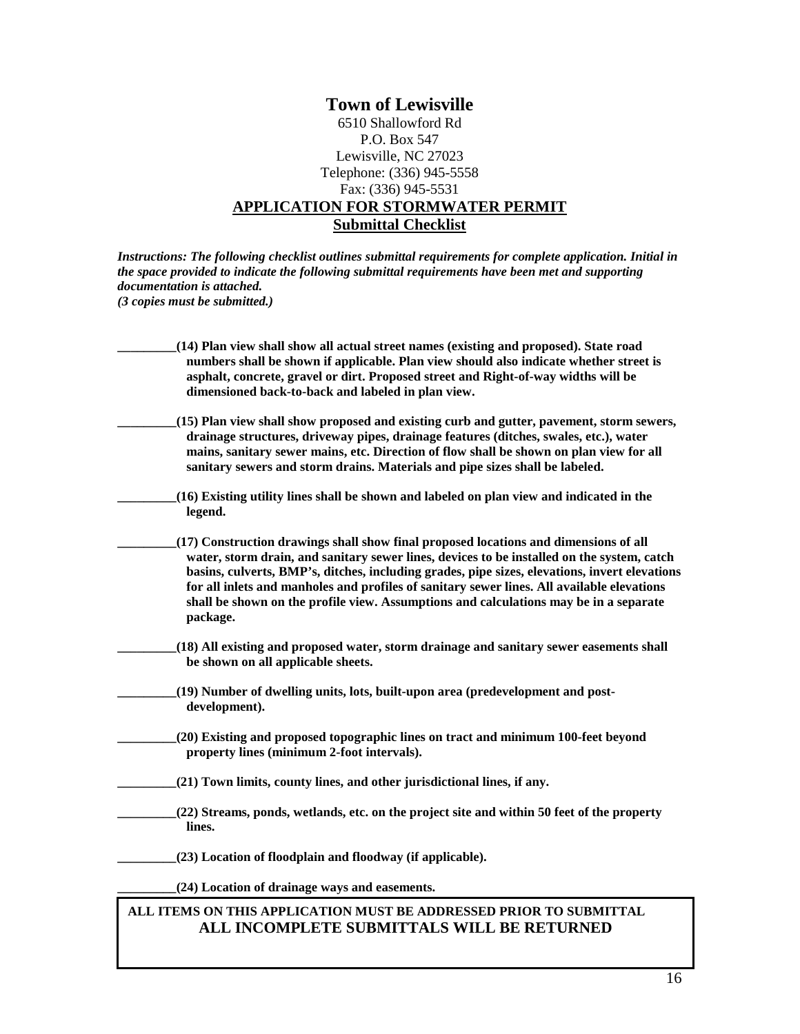# Town of Lewisville

6510 Shallowford Rd
P.O. Box 547
Lewisville, NC 27023
Telephone: (336) 945-5558
Fax: (336) 945-5531

## APPLICATION FOR STORMWATER PERMIT

### Submittal Checklist

***Instructions: The following checklist outlines submittal requirements for complete application. Initial in the space provided to indicate the following submittal requirements have been met and supporting documentation is attached.***
***(3 copies must be submitted.)***

**_________(14) Plan view shall show all actual street names (existing and proposed). State road numbers shall be shown if applicable. Plan view should also indicate whether street is asphalt, concrete, gravel or dirt. Proposed street and Right-of-way widths will be dimensioned back-to-back and labeled in plan view.**

**_________(15) Plan view shall show proposed and existing curb and gutter, pavement, storm sewers, drainage structures, driveway pipes, drainage features (ditches, swales, etc.), water mains, sanitary sewer mains, etc. Direction of flow shall be shown on plan view for all sanitary sewers and storm drains. Materials and pipe sizes shall be labeled.**

**_________(16) Existing utility lines shall be shown and labeled on plan view and indicated in the legend.**

**_________(17) Construction drawings shall show final proposed locations and dimensions of all water, storm drain, and sanitary sewer lines, devices to be installed on the system, catch basins, culverts, BMP's, ditches, including grades, pipe sizes, elevations, invert elevations for all inlets and manholes and profiles of sanitary sewer lines. All available elevations shall be shown on the profile view. Assumptions and calculations may be in a separate package.**

**_________(18) All existing and proposed water, storm drainage and sanitary sewer easements shall be shown on all applicable sheets.**

**_________(19) Number of dwelling units, lots, built-upon area (predevelopment and post-development).**

**_________(20) Existing and proposed topographic lines on tract and minimum 100-feet beyond property lines (minimum 2-foot intervals).**

**_________(21) Town limits, county lines, and other jurisdictional lines, if any.**

**_________(22) Streams, ponds, wetlands, etc. on the project site and within 50 feet of the property lines.**

**_________(23) Location of floodplain and floodway (if applicable).**

**_________(24) Location of drainage ways and easements.**

**ALL ITEMS ON THIS APPLICATION MUST BE ADDRESSED PRIOR TO SUBMITTAL**
**ALL INCOMPLETE SUBMITTALS WILL BE RETURNED**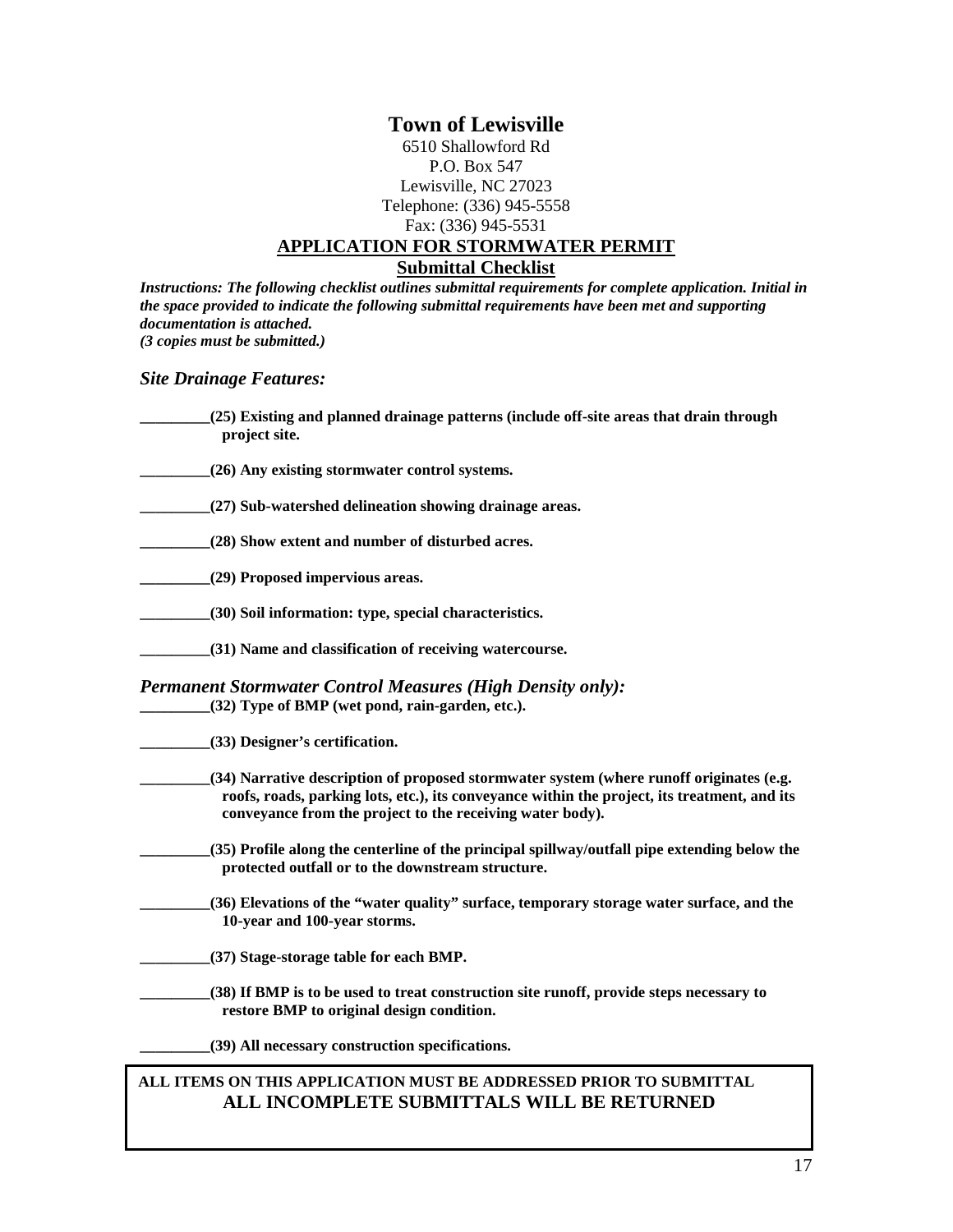# Town of Lewisville

6510 Shallowford Rd
P.O. Box 547
Lewisville, NC 27023
Telephone: (336) 945-5558
Fax: (336) 945-5531

## APPLICATION FOR STORMWATER PERMIT

### Submittal Checklist

***Instructions: The following checklist outlines submittal requirements for complete application. Initial in the space provided to indicate the following submittal requirements have been met and supporting documentation is attached.***
***(3 copies must be submitted.)***

### *Site Drainage Features:*

**_________(25) Existing and planned drainage patterns (include off-site areas that drain through project site.**

**_________(26) Any existing stormwater control systems.**

**_________(27) Sub-watershed delineation showing drainage areas.**

**_________(28) Show extent and number of disturbed acres.**

**_________(29) Proposed impervious areas.**

**_________(30) Soil information: type, special characteristics.**

**_________(31) Name and classification of receiving watercourse.**

### *Permanent Stormwater Control Measures (High Density only):*

**_________(32) Type of BMP (wet pond, rain-garden, etc.).**

**_________(33) Designer's certification.**

**_________(34) Narrative description of proposed stormwater system (where runoff originates (e.g. roofs, roads, parking lots, etc.), its conveyance within the project, its treatment, and its conveyance from the project to the receiving water body).**

**_________(35) Profile along the centerline of the principal spillway/outfall pipe extending below the protected outfall or to the downstream structure.**

**_________(36) Elevations of the "water quality" surface, temporary storage water surface, and the 10-year and 100-year storms.**

**_________(37) Stage-storage table for each BMP.**

**_________(38) If BMP is to be used to treat construction site runoff, provide steps necessary to restore BMP to original design condition.**

**_________(39) All necessary construction specifications.**

**ALL ITEMS ON THIS APPLICATION MUST BE ADDRESSED PRIOR TO SUBMITTAL**
**ALL INCOMPLETE SUBMITTALS WILL BE RETURNED**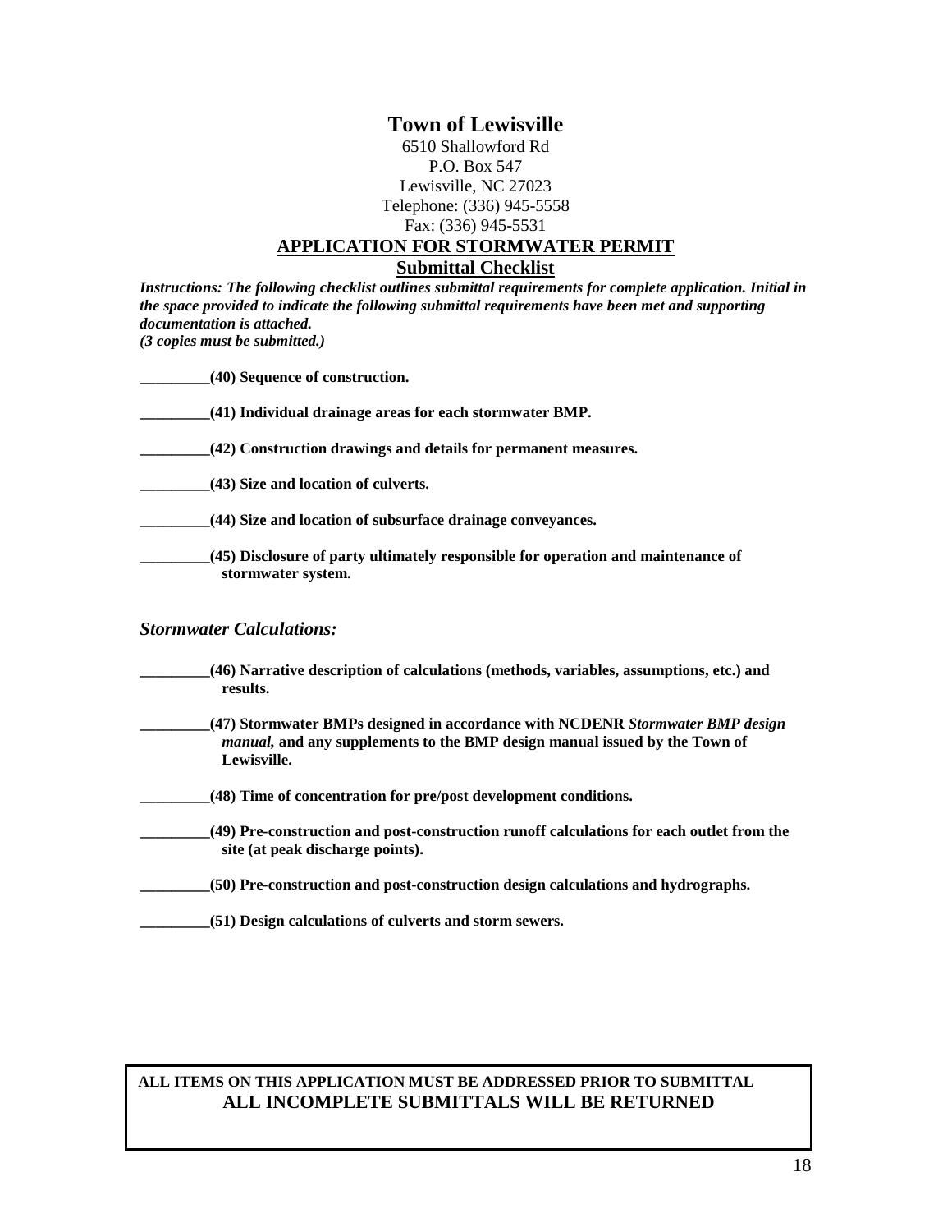# Town of Lewisville

6510 Shallowford Rd
P.O. Box 547
Lewisville, NC 27023
Telephone: (336) 945-5558
Fax: (336) 945-5531

## APPLICATION FOR STORMWATER PERMIT

### Submittal Checklist

***Instructions: The following checklist outlines submittal requirements for complete application. Initial in the space provided to indicate the following submittal requirements have been met and supporting documentation is attached.***
***(3 copies must be submitted.)***

**_________(40) Sequence of construction.**

**_________(41) Individual drainage areas for each stormwater BMP.**

**_________(42) Construction drawings and details for permanent measures.**

**_________(43) Size and location of culverts.**

**_________(44) Size and location of subsurface drainage conveyances.**

**_________(45) Disclosure of party ultimately responsible for operation and maintenance of stormwater system.**

*Stormwater Calculations:*

**_________(46) Narrative description of calculations (methods, variables, assumptions, etc.) and results.**

**_________(47) Stormwater BMPs designed in accordance with NCDENR *Stormwater BMP design manual*, and any supplements to the BMP design manual issued by the Town of Lewisville.**

**_________(48) Time of concentration for pre/post development conditions.**

**_________(49) Pre-construction and post-construction runoff calculations for each outlet from the site (at peak discharge points).**

**_________(50) Pre-construction and post-construction design calculations and hydrographs.**

**_________(51) Design calculations of culverts and storm sewers.**

**ALL ITEMS ON THIS APPLICATION MUST BE ADDRESSED PRIOR TO SUBMITTAL**
**ALL INCOMPLETE SUBMITTALS WILL BE RETURNED**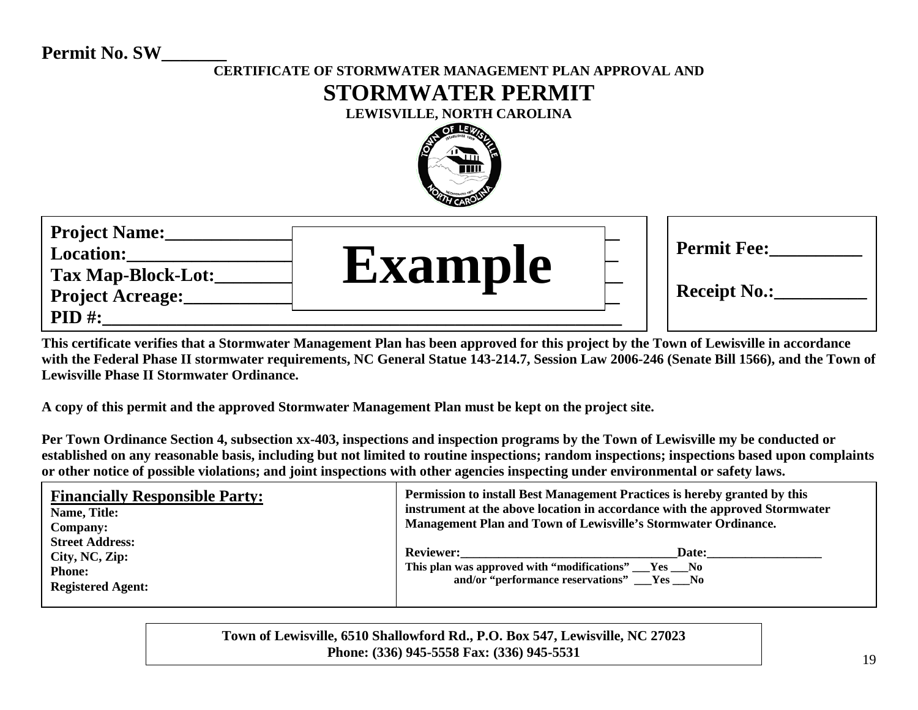**Permit No. SW_______**

**CERTIFICATE OF STORMWATER MANAGEMENT PLAN APPROVAL AND**

# STORMWATER PERMIT

**LEWISVILLE, NORTH CAROLINA**

**Project Name:______________________________________________**
**Location:__________________________________________________**
**Tax Map-Block-Lot:_________________________________________**
**Project Acreage:___________________________________________**
**PID #:_____________________________________________________**

**Example**

**Permit Fee:__________**

**Receipt No.:__________**

**This certificate verifies that a Stormwater Management Plan has been approved for this project by the Town of Lewisville in accordance with the Federal Phase II stormwater requirements, NC General Statue 143-214.7, Session Law 2006-246 (Senate Bill 1566), and the Town of Lewisville Phase II Stormwater Ordinance.**

**A copy of this permit and the approved Stormwater Management Plan must be kept on the project site.**

**Per Town Ordinance Section 4, subsection xx-403, inspections and inspection programs by the Town of Lewisville my be conducted or established on any reasonable basis, including but not limited to routine inspections; random inspections; inspections based upon complaints or other notice of possible violations; and joint inspections with other agencies inspecting under environmental or safety laws.**

| **Financially Responsible Party:**<br>**Name, Title:**<br>**Company:**<br>**Street Address:**<br>**City, NC, Zip:**<br>**Phone:**<br>**Registered Agent:** | **Permission to install Best Management Practices is hereby granted by this instrument at the above location in accordance with the approved Stormwater Management Plan and Town of Lewisville's Stormwater Ordinance.**<br><br>**Reviewer:________________________________Date:__________________**<br>**This plan was approved with "modifications" ___Yes ___No**<br>**and/or "performance reservations" ___Yes ___No** |
|---|---|

**Town of Lewisville, 6510 Shallowford Rd., P.O. Box 547, Lewisville, NC 27023**
**Phone: (336) 945-5558 Fax: (336) 945-5531**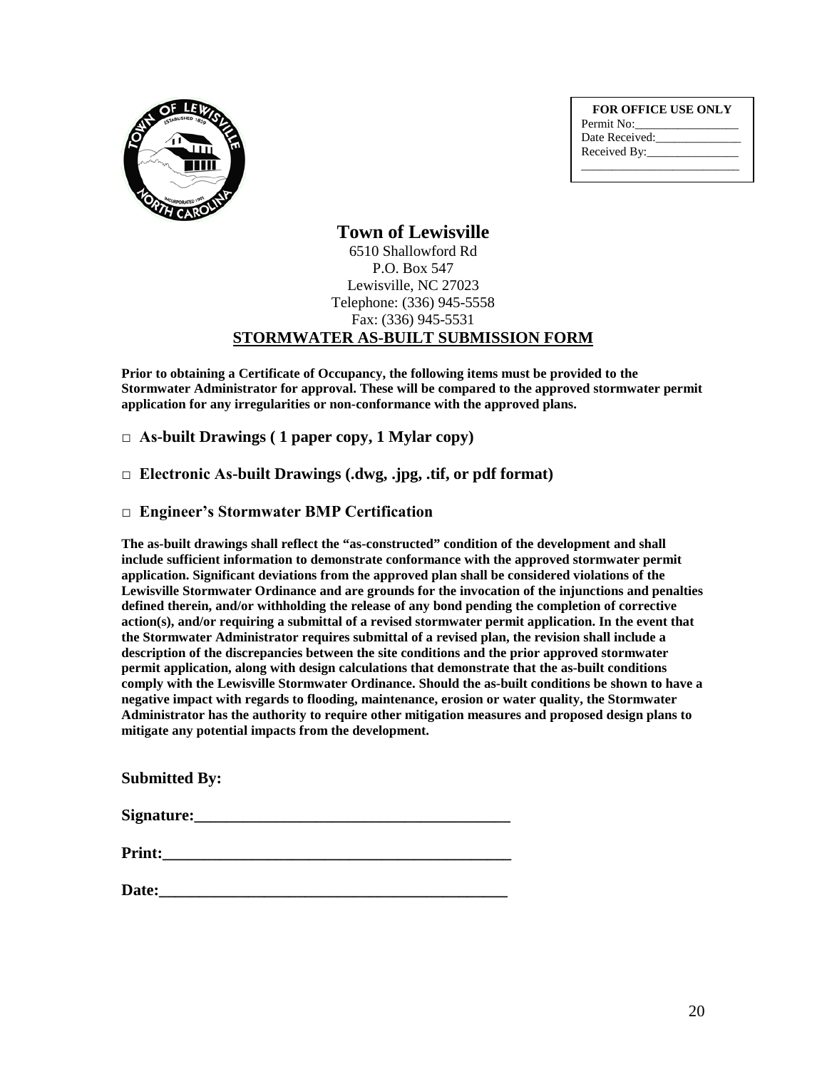| FOR OFFICE USE ONLY |
|---|
| Permit No:_________________ |
| Date Received:______________ |
| Received By:_______________ |
| __________________________ |

# Town of Lewisville

6510 Shallowford Rd
P.O. Box 547
Lewisville, NC 27023
Telephone: (336) 945-5558
Fax: (336) 945-5531

## STORMWATER AS-BUILT SUBMISSION FORM

**Prior to obtaining a Certificate of Occupancy, the following items must be provided to the Stormwater Administrator for approval. These will be compared to the approved stormwater permit application for any irregularities or non-conformance with the approved plans.**

□ **As-built Drawings ( 1 paper copy, 1 Mylar copy)**

□ **Electronic As-built Drawings (.dwg, .jpg, .tif, or pdf format)**

□ **Engineer's Stormwater BMP Certification**

**The as-built drawings shall reflect the "as-constructed" condition of the development and shall include sufficient information to demonstrate conformance with the approved stormwater permit application. Significant deviations from the approved plan shall be considered violations of the Lewisville Stormwater Ordinance and are grounds for the invocation of the injunctions and penalties defined therein, and/or withholding the release of any bond pending the completion of corrective action(s), and/or requiring a submittal of a revised stormwater permit application. In the event that the Stormwater Administrator requires submittal of a revised plan, the revision shall include a description of the discrepancies between the site conditions and the prior approved stormwater permit application, along with design calculations that demonstrate that the as-built conditions comply with the Lewisville Stormwater Ordinance. Should the as-built conditions be shown to have a negative impact with regards to flooding, maintenance, erosion or water quality, the Stormwater Administrator has the authority to require other mitigation measures and proposed design plans to mitigate any potential impacts from the development.**

**Submitted By:**

**Signature:_______________________________________**

**Print:___________________________________________**

**Date:___________________________________________**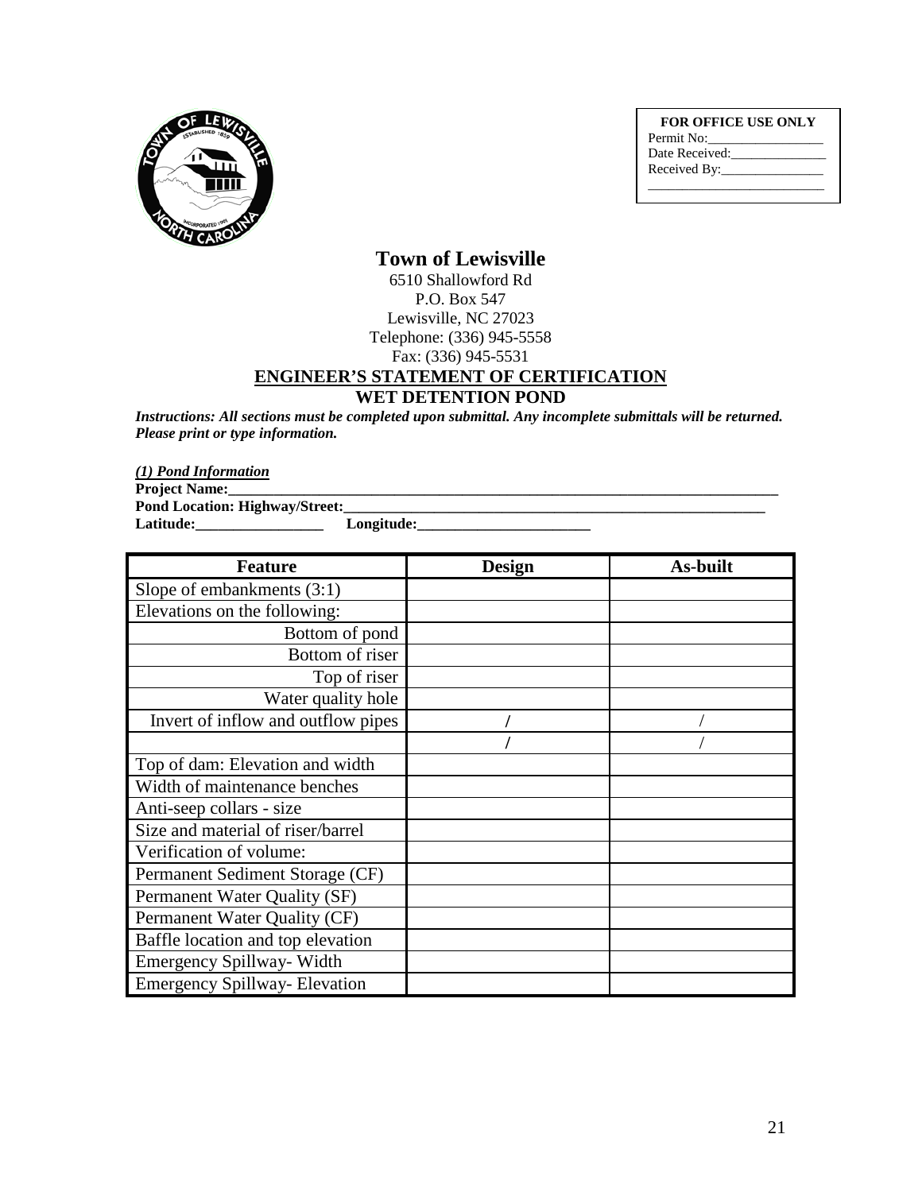**FOR OFFICE USE ONLY**
Permit No:_________________
Date Received:______________
Received By:_______________
___________________________

# Town of Lewisville

6510 Shallowford Rd
P.O. Box 547
Lewisville, NC 27023
Telephone: (336) 945-5558
Fax: (336) 945-5531

## ENGINEER'S STATEMENT OF CERTIFICATION
## WET DETENTION POND

***Instructions: All sections must be completed upon submittal. Any incomplete submittals will be returned. Please print or type information.***

***(1) Pond Information***

**Project Name:**_______________________________________________________________________________

**Pond Location: Highway/Street:**___________________________________________________________

**Latitude:**_________________ **Longitude:**________________________

| Feature | Design | As-built |
|---|---|---|
| Slope of embankments (3:1) | | |
| Elevations on the following: | | |
| Bottom of pond | | |
| Bottom of riser | | |
| Top of riser | | |
| Water quality hole | | |
| Invert of inflow and outflow pipes | / | / |
| | / | / |
| Top of dam: Elevation and width | | |
| Width of maintenance benches | | |
| Anti-seep collars - size | | |
| Size and material of riser/barrel | | |
| Verification of volume: | | |
| Permanent Sediment Storage (CF) | | |
| Permanent Water Quality (SF) | | |
| Permanent Water Quality (CF) | | |
| Baffle location and top elevation | | |
| Emergency Spillway- Width | | |
| Emergency Spillway- Elevation | | |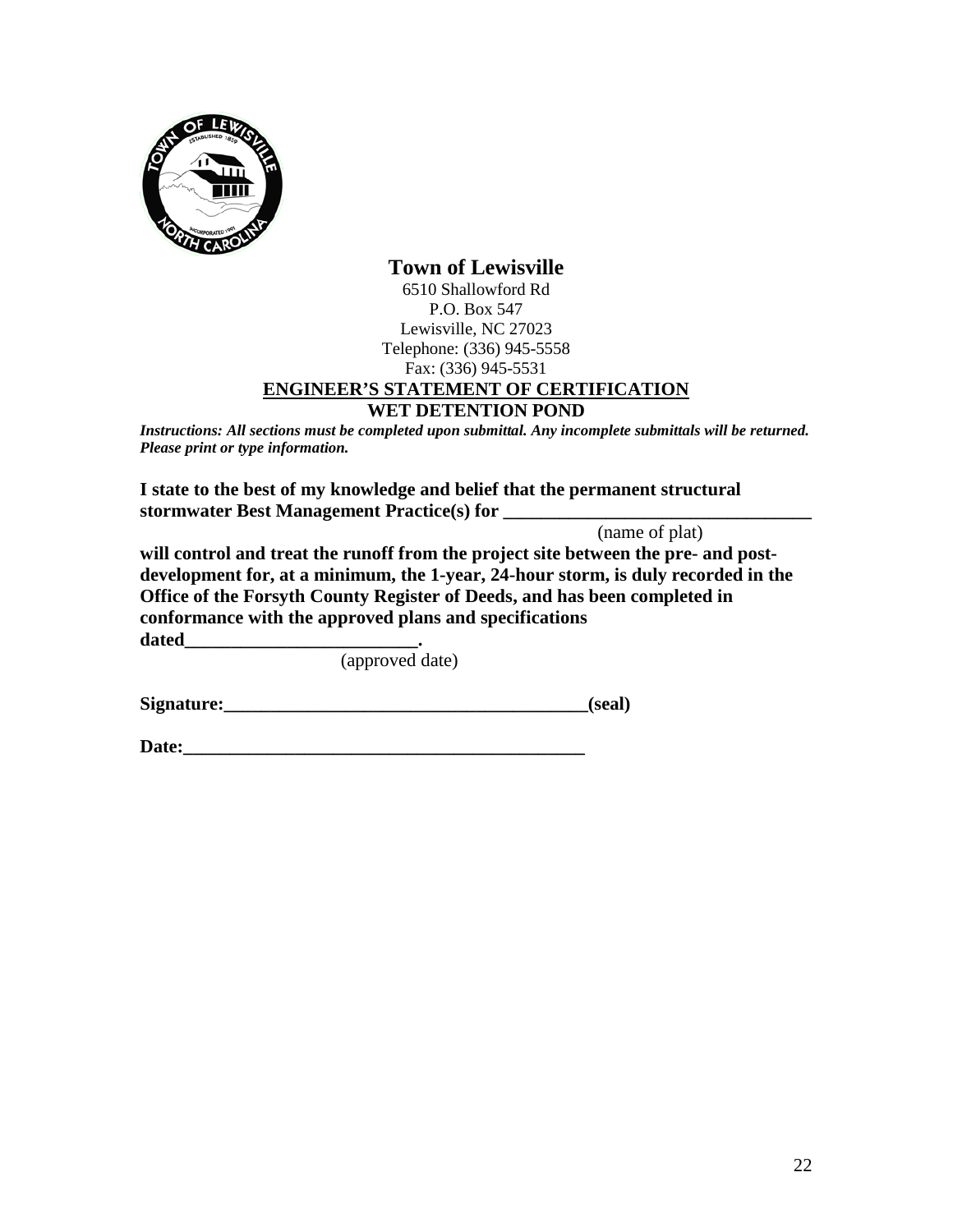# Town of Lewisville

6510 Shallowford Rd
P.O. Box 547
Lewisville, NC 27023
Telephone: (336) 945-5558
Fax: (336) 945-5531

## ENGINEER'S STATEMENT OF CERTIFICATION

## WET DETENTION POND

***Instructions: All sections must be completed upon submittal. Any incomplete submittals will be returned. Please print or type information.***

**I state to the best of my knowledge and belief that the permanent structural stormwater Best Management Practice(s) for \_\_\_\_\_\_\_\_\_\_\_\_\_\_\_\_\_\_\_\_\_\_\_\_\_\_\_\_\_\_\_\_\_\_**
(name of plat)
**will control and treat the runoff from the project site between the pre- and post-development for, at a minimum, the 1-year, 24-hour storm, is duly recorded in the Office of the Forsyth County Register of Deeds, and has been completed in conformance with the approved plans and specifications dated\_\_\_\_\_\_\_\_\_\_\_\_\_\_\_\_\_\_\_\_\_\_\_\_\_\_.**
(approved date)

**Signature:\_\_\_\_\_\_\_\_\_\_\_\_\_\_\_\_\_\_\_\_\_\_\_\_\_\_\_\_\_\_\_\_\_\_\_\_\_\_\_\_(seal)**

**Date:\_\_\_\_\_\_\_\_\_\_\_\_\_\_\_\_\_\_\_\_\_\_\_\_\_\_\_\_\_\_\_\_\_\_\_\_\_\_\_\_\_\_\_\_\_**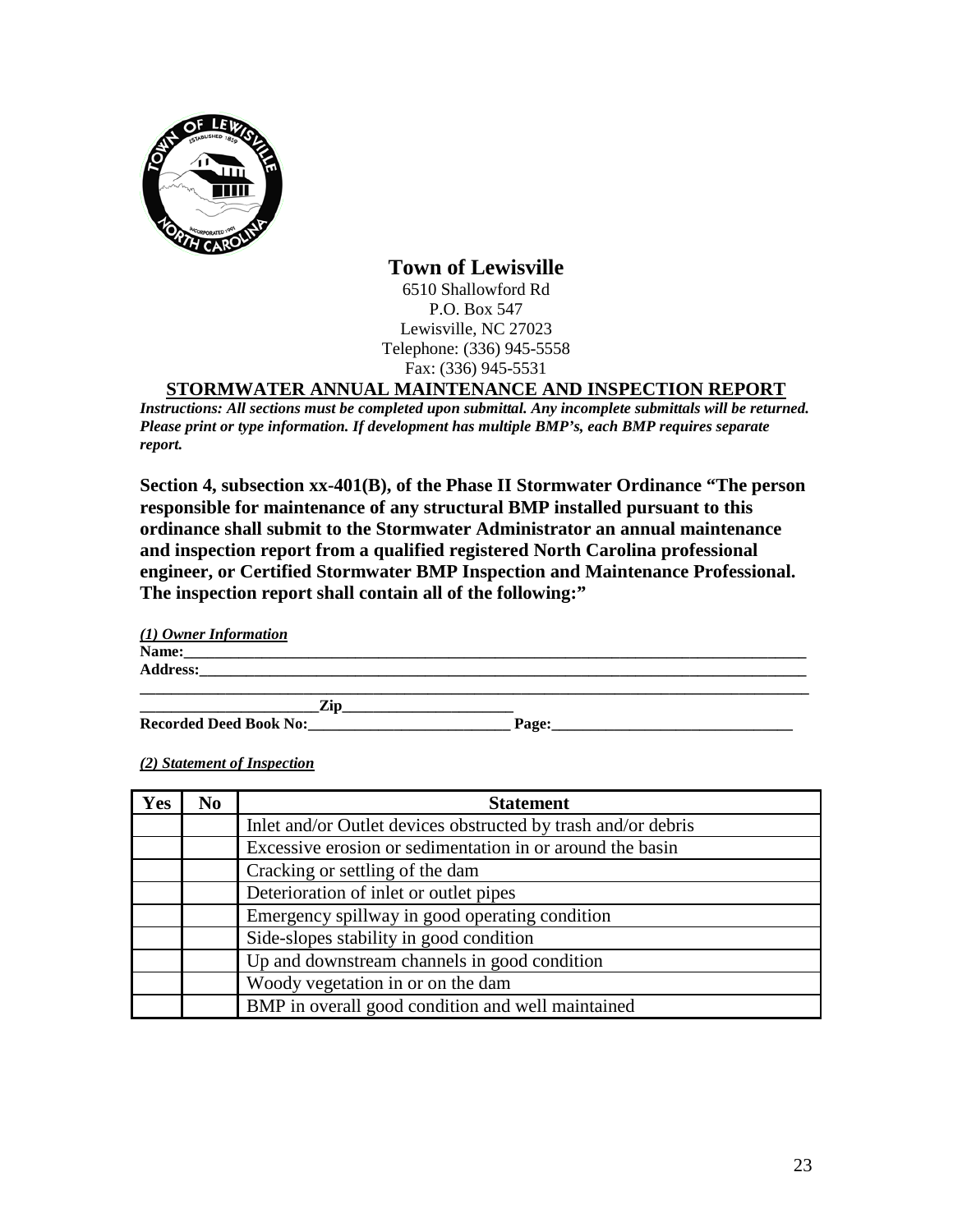# Town of Lewisville

6510 Shallowford Rd
P.O. Box 547
Lewisville, NC 27023
Telephone: (336) 945-5558
Fax: (336) 945-5531

## STORMWATER ANNUAL MAINTENANCE AND INSPECTION REPORT

***Instructions: All sections must be completed upon submittal. Any incomplete submittals will be returned. Please print or type information. If development has multiple BMP's, each BMP requires separate report.***

**Section 4, subsection xx-401(B), of the Phase II Stormwater Ordinance "The person responsible for maintenance of any structural BMP installed pursuant to this ordinance shall submit to the Stormwater Administrator an annual maintenance and inspection report from a qualified registered North Carolina professional engineer, or Certified Stormwater BMP Inspection and Maintenance Professional. The inspection report shall contain all of the following:"**

***(1) Owner Information***

**Name:**_______________________________________________________________________________

**Address:**_____________________________________________________________________________

________________________________________________________________________________________

______________________**Zip**______________________

**Recorded Deed Book No:**__________________________ **Page:**______________________________

***(2) Statement of Inspection***

| Yes | No | Statement |
|---|---|---|
| | | Inlet and/or Outlet devices obstructed by trash and/or debris |
| | | Excessive erosion or sedimentation in or around the basin |
| | | Cracking or settling of the dam |
| | | Deterioration of inlet or outlet pipes |
| | | Emergency spillway in good operating condition |
| | | Side-slopes stability in good condition |
| | | Up and downstream channels in good condition |
| | | Woody vegetation in or on the dam |
| | | BMP in overall good condition and well maintained |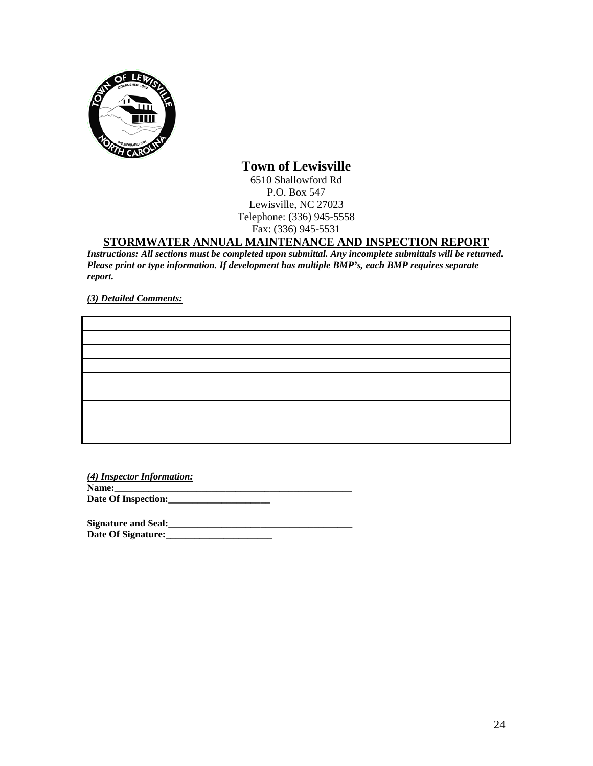# Town of Lewisville

6510 Shallowford Rd
P.O. Box 547
Lewisville, NC 27023
Telephone: (336) 945-5558
Fax: (336) 945-5531

## STORMWATER ANNUAL MAINTENANCE AND INSPECTION REPORT

***Instructions: All sections must be completed upon submittal. Any incomplete submittals will be returned. Please print or type information. If development has multiple BMP's, each BMP requires separate report.***

***(3) Detailed Comments:***

| |
|---|
| |
| |
| |
| |
| |
| |
| |
| |
| |

***(4) Inspector Information:***

**Name:___________________________________________________**

**Date Of Inspection:______________________**

**Signature and Seal:_______________________________________**

**Date Of Signature:_______________________**